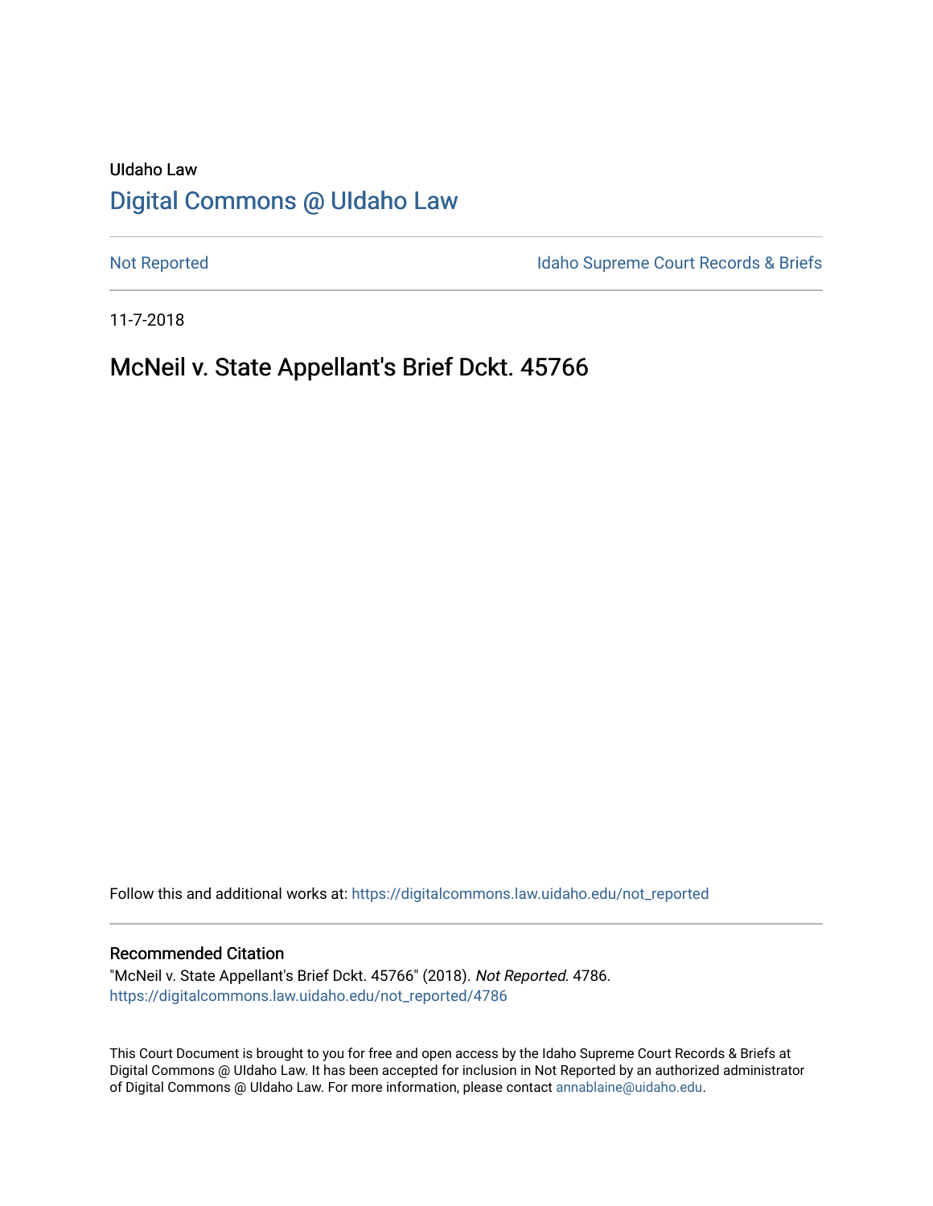UIdaho Law

# Digital Commons @ UIdaho Law

Not Reported

Idaho Supreme Court Records & Briefs

11-7-2018

## McNeil v. State Appellant's Brief Dckt. 45766

Follow this and additional works at: https://digitalcommons.law.uidaho.edu/not_reported

### Recommended Citation

"McNeil v. State Appellant's Brief Dckt. 45766" (2018). *Not Reported*. 4786.
https://digitalcommons.law.uidaho.edu/not_reported/4786

This Court Document is brought to you for free and open access by the Idaho Supreme Court Records & Briefs at Digital Commons @ UIdaho Law. It has been accepted for inclusion in Not Reported by an authorized administrator of Digital Commons @ UIdaho Law. For more information, please contact annablaine@uidaho.edu.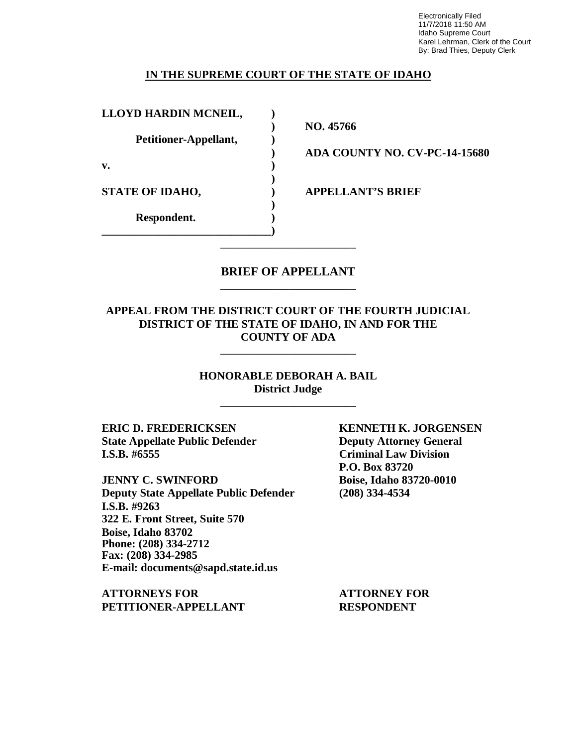Electronically Filed
11/7/2018 11:50 AM
Idaho Supreme Court
Karel Lehrman, Clerk of the Court
By: Brad Thies, Deputy Clerk

**IN THE SUPREME COURT OF THE STATE OF IDAHO**

| | | |
|---|---|---|
| **LLOYD HARDIN MCNEIL,** | ) | |
| | ) | **NO. 45766** |
| **Petitioner-Appellant,** | ) | |
| | ) | **ADA COUNTY NO. CV-PC-14-15680** |
| **v.** | ) | |
| | ) | |
| **STATE OF IDAHO,** | ) | **APPELLANT'S BRIEF** |
| | ) | |
| **Respondent.** | ) | |
| | ) | |

# BRIEF OF APPELLANT

## APPEAL FROM THE DISTRICT COURT OF THE FOURTH JUDICIAL DISTRICT OF THE STATE OF IDAHO, IN AND FOR THE COUNTY OF ADA

**HONORABLE DEBORAH A. BAIL**
**District Judge**

| | |
|---|---|
| **ERIC D. FREDERICKSEN** | **KENNETH K. JORGENSEN** |
| **State Appellate Public Defender** | **Deputy Attorney General** |
| **I.S.B. #6555** | **Criminal Law Division** |
| | **P.O. Box 83720** |
| **JENNY C. SWINFORD** | **Boise, Idaho 83720-0010** |
| **Deputy State Appellate Public Defender** | **(208) 334-4534** |
| **I.S.B. #9263** | |
| **322 E. Front Street, Suite 570** | |
| **Boise, Idaho 83702** | |
| **Phone: (208) 334-2712** | |
| **Fax: (208) 334-2985** | |
| **E-mail: documents@sapd.state.id.us** | |
| | |
| **ATTORNEYS FOR PETITIONER-APPELLANT** | **ATTORNEY FOR RESPONDENT** |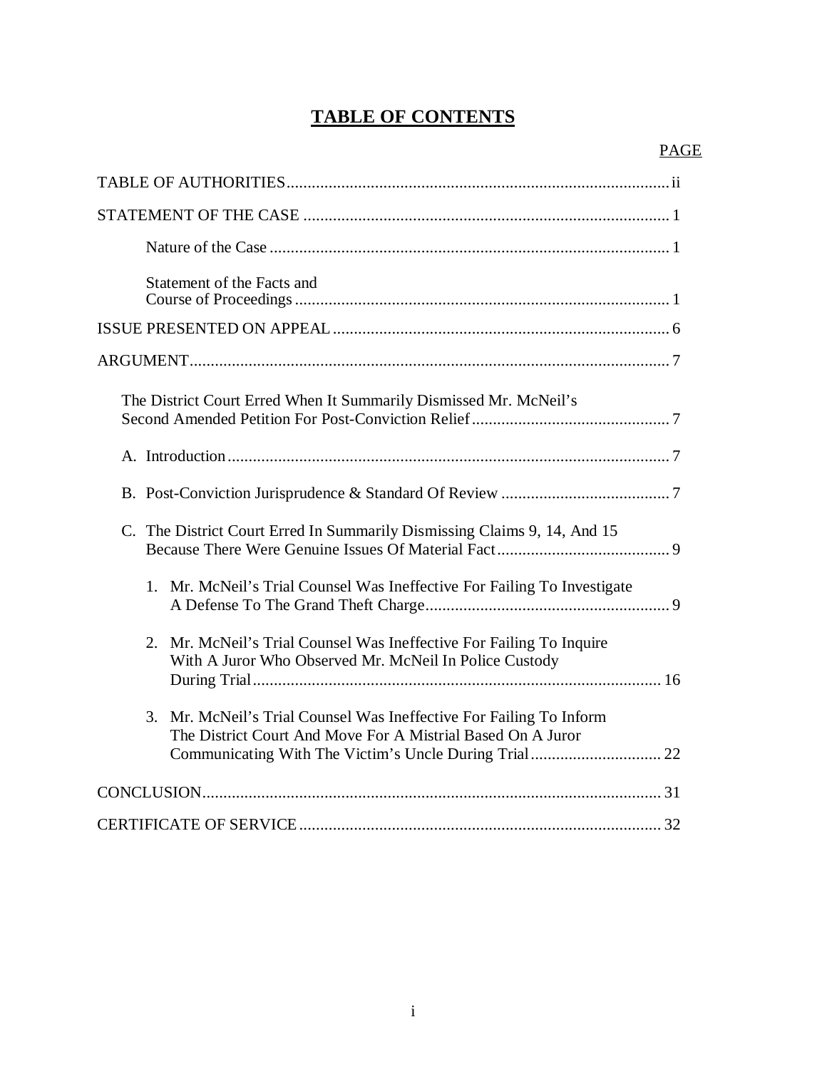# TABLE OF CONTENTS

PAGE

TABLE OF AUTHORITIES ... ii

STATEMENT OF THE CASE ... 1

Nature of the Case ... 1

Statement of the Facts and Course of Proceedings ... 1

ISSUE PRESENTED ON APPEAL ... 6

ARGUMENT ... 7

The District Court Erred When It Summarily Dismissed Mr. McNeil's Second Amended Petition For Post-Conviction Relief ... 7

A. Introduction ... 7

B. Post-Conviction Jurisprudence & Standard Of Review ... 7

C. The District Court Erred In Summarily Dismissing Claims 9, 14, And 15 Because There Were Genuine Issues Of Material Fact ... 9

1. Mr. McNeil's Trial Counsel Was Ineffective For Failing To Investigate A Defense To The Grand Theft Charge ... 9

2. Mr. McNeil's Trial Counsel Was Ineffective For Failing To Inquire With A Juror Who Observed Mr. McNeil In Police Custody During Trial ... 16

3. Mr. McNeil's Trial Counsel Was Ineffective For Failing To Inform The District Court And Move For A Mistrial Based On A Juror Communicating With The Victim's Uncle During Trial ... 22

CONCLUSION ... 31

CERTIFICATE OF SERVICE ... 32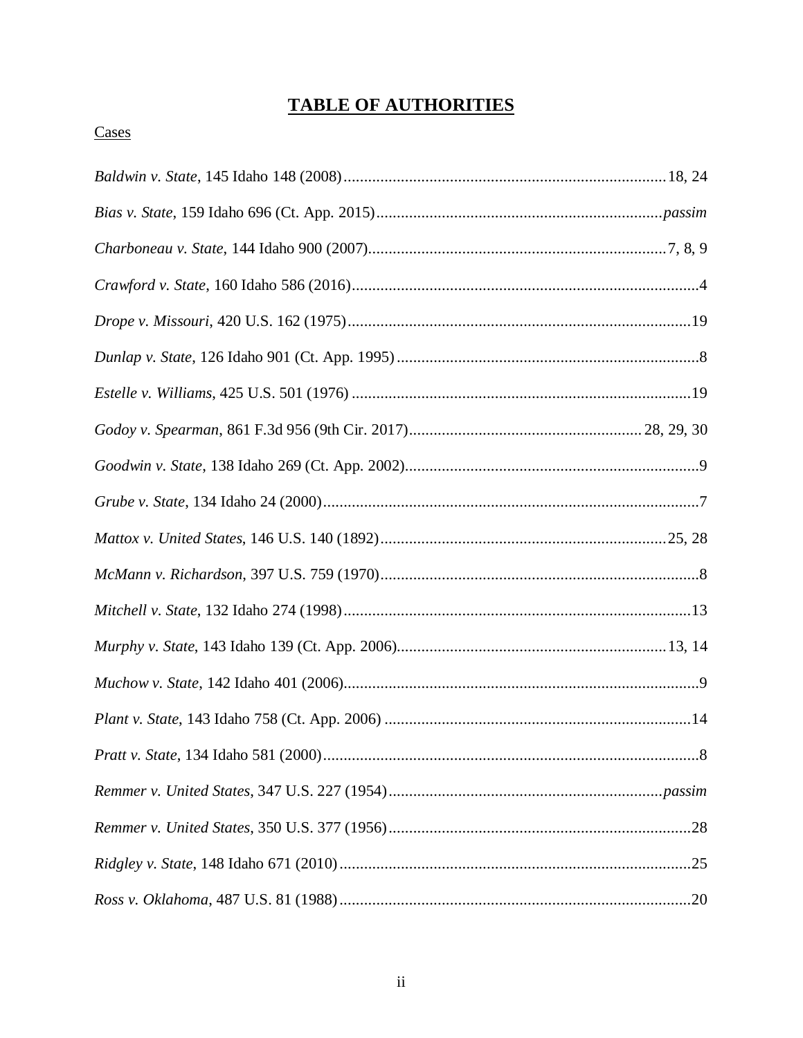# TABLE OF AUTHORITIES

Cases

*Baldwin v. State*, 145 Idaho 148 (2008)...............................................................................18, 24

*Bias v. State*, 159 Idaho 696 (Ct. App. 2015).....................................................................*passim*

*Charboneau v. State*, 144 Idaho 900 (2007)........................................................................7, 8, 9

*Crawford v. State*, 160 Idaho 586 (2016)....................................................................................4

*Drope v. Missouri*, 420 U.S. 162 (1975)...................................................................................19

*Dunlap v. State*, 126 Idaho 901 (Ct. App. 1995)..........................................................................8

*Estelle v. Williams*, 425 U.S. 501 (1976)...................................................................................19

*Godoy v. Spearman*, 861 F.3d 956 (9th Cir. 2017).......................................................28, 29, 30

*Goodwin v. State*, 138 Idaho 269 (Ct. App. 2002).......................................................................9

*Grube v. State*, 134 Idaho 24 (2000)............................................................................................7

*Mattox v. United States*, 146 U.S. 140 (1892)......................................................................25, 28

*McMann v. Richardson*, 397 U.S. 759 (1970).............................................................................8

*Mitchell v. State*, 132 Idaho 274 (1998)....................................................................................13

*Murphy v. State*, 143 Idaho 139 (Ct. App. 2006).................................................................13, 14

*Muchow v. State*, 142 Idaho 401 (2006).......................................................................................9

*Plant v. State*, 143 Idaho 758 (Ct. App. 2006)..........................................................................14

*Pratt v. State*, 134 Idaho 581 (2000)...........................................................................................8

*Remmer v. United States*, 347 U.S. 227 (1954)..................................................................*passim*

*Remmer v. United States*, 350 U.S. 377 (1956).........................................................................28

*Ridgley v. State*, 148 Idaho 671 (2010).....................................................................................25

*Ross v. Oklahoma*, 487 U.S. 81 (1988).....................................................................................20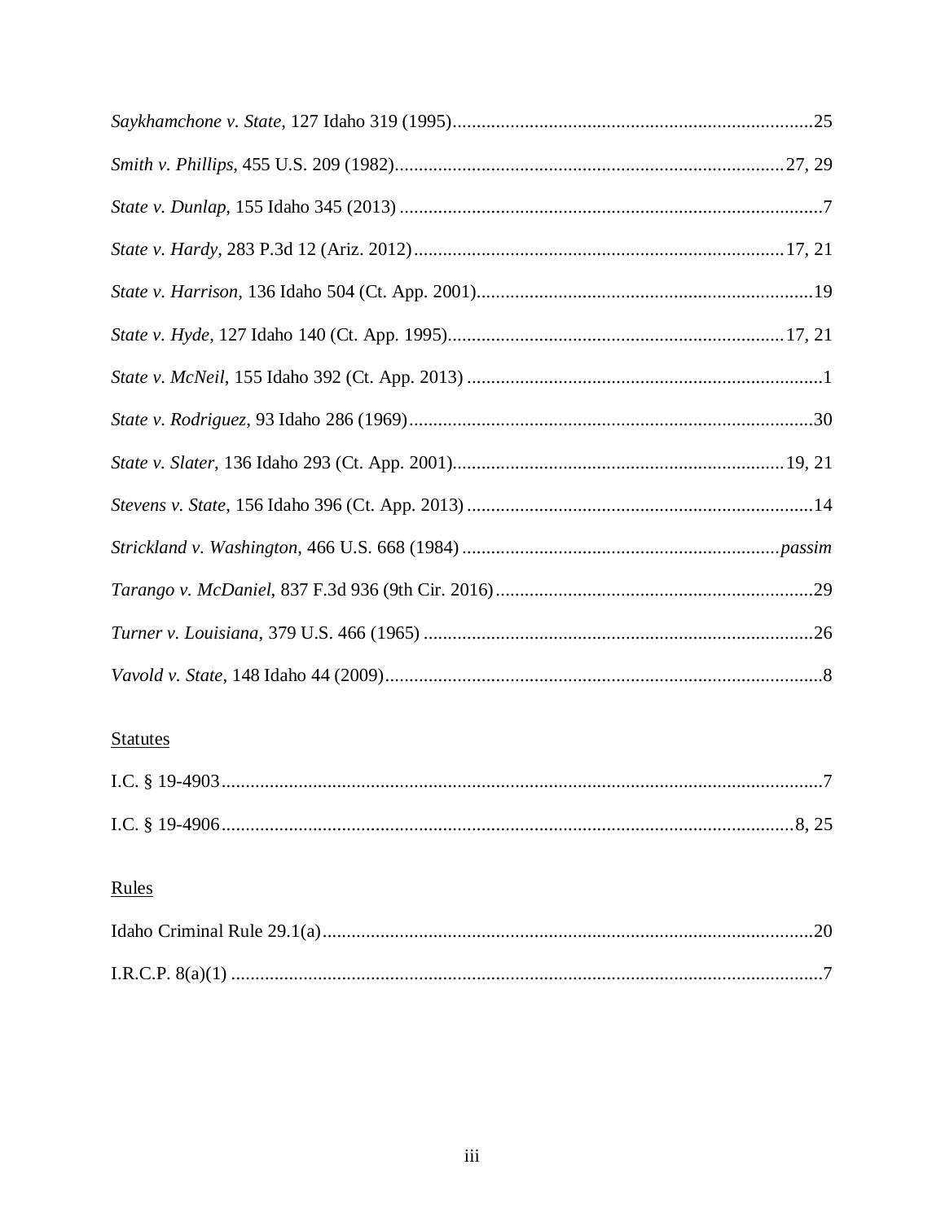*Saykhamchone v. State*, 127 Idaho 319 (1995)........................................................................25

*Smith v. Phillips*, 455 U.S. 209 (1982)...............................................................................27, 29

*State v. Dunlap*, 155 Idaho 345 (2013) ......................................................................................7

*State v. Hardy*, 283 P.3d 12 (Ariz. 2012)...........................................................................17, 21

*State v. Harrison*, 136 Idaho 504 (Ct. App. 2001)....................................................................19

*State v. Hyde*, 127 Idaho 140 (Ct. App. 1995)....................................................................17, 21

*State v. McNeil*, 155 Idaho 392 (Ct. App. 2013) ........................................................................1

*State v. Rodriguez*, 93 Idaho 286 (1969)..................................................................................30

*State v. Slater*, 136 Idaho 293 (Ct. App. 2001)...................................................................19, 21

*Stevens v. State*, 156 Idaho 396 (Ct. App. 2013) ......................................................................14

*Strickland v. Washington*, 466 U.S. 668 (1984) ................................................................*passim*

*Tarango v. McDaniel*, 837 F.3d 936 (9th Cir. 2016)................................................................29

*Turner v. Louisiana*, 379 U.S. 466 (1965) ................................................................................26

*Vavold v. State*, 148 Idaho 44 (2009).........................................................................................8

Statutes

I.C. § 19-4903...........................................................................................................................7

I.C. § 19-4906....................................................................................................................8, 25

Rules

Idaho Criminal Rule 29.1(a).....................................................................................................20

I.R.C.P. 8(a)(1) ..........................................................................................................................7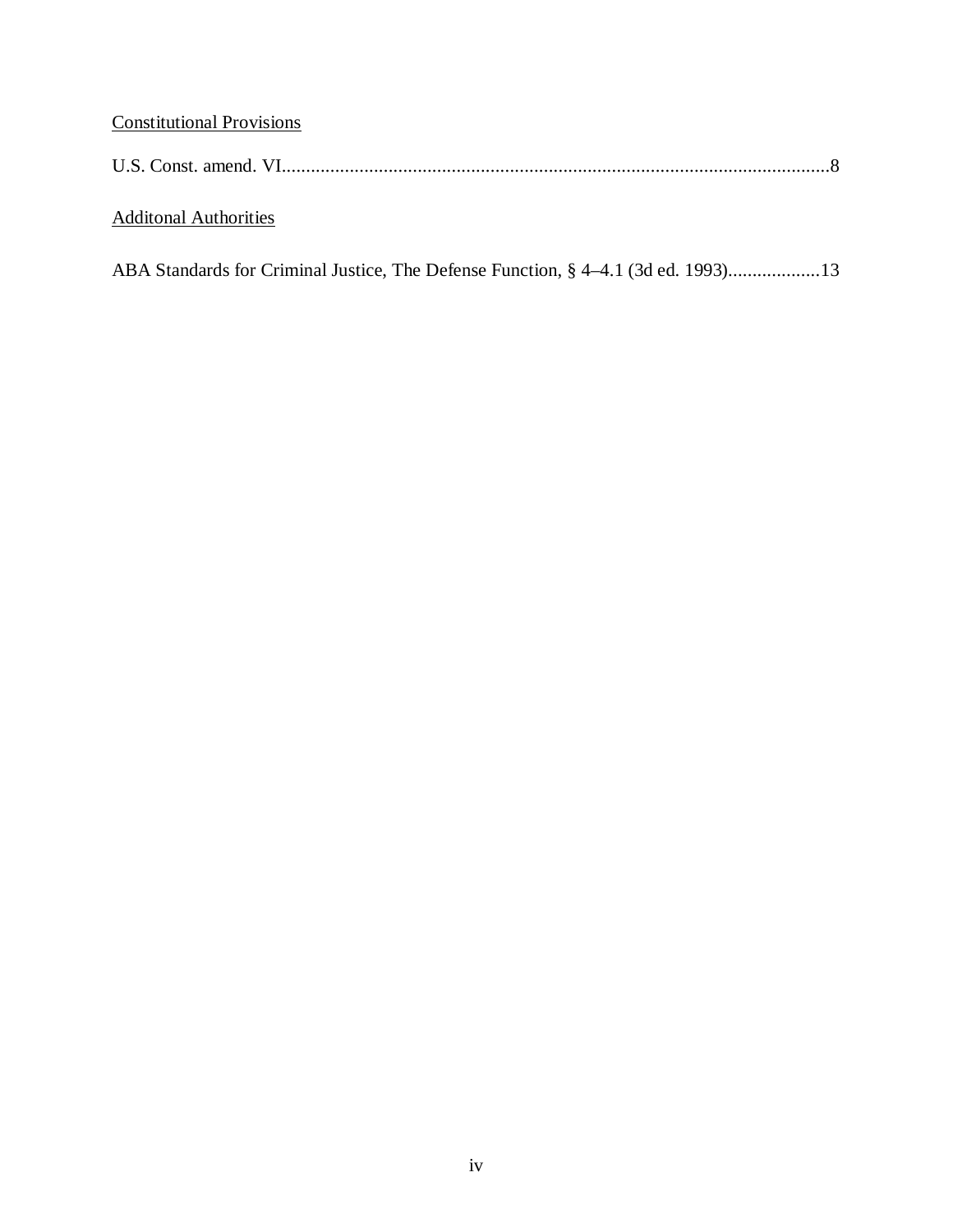<u>Constitutional Provisions</u>

U.S. Const. amend. VI.................................................................................................................8

<u>Additonal Authorities</u>

ABA Standards for Criminal Justice, The Defense Function, § 4–4.1 (3d ed. 1993)...................13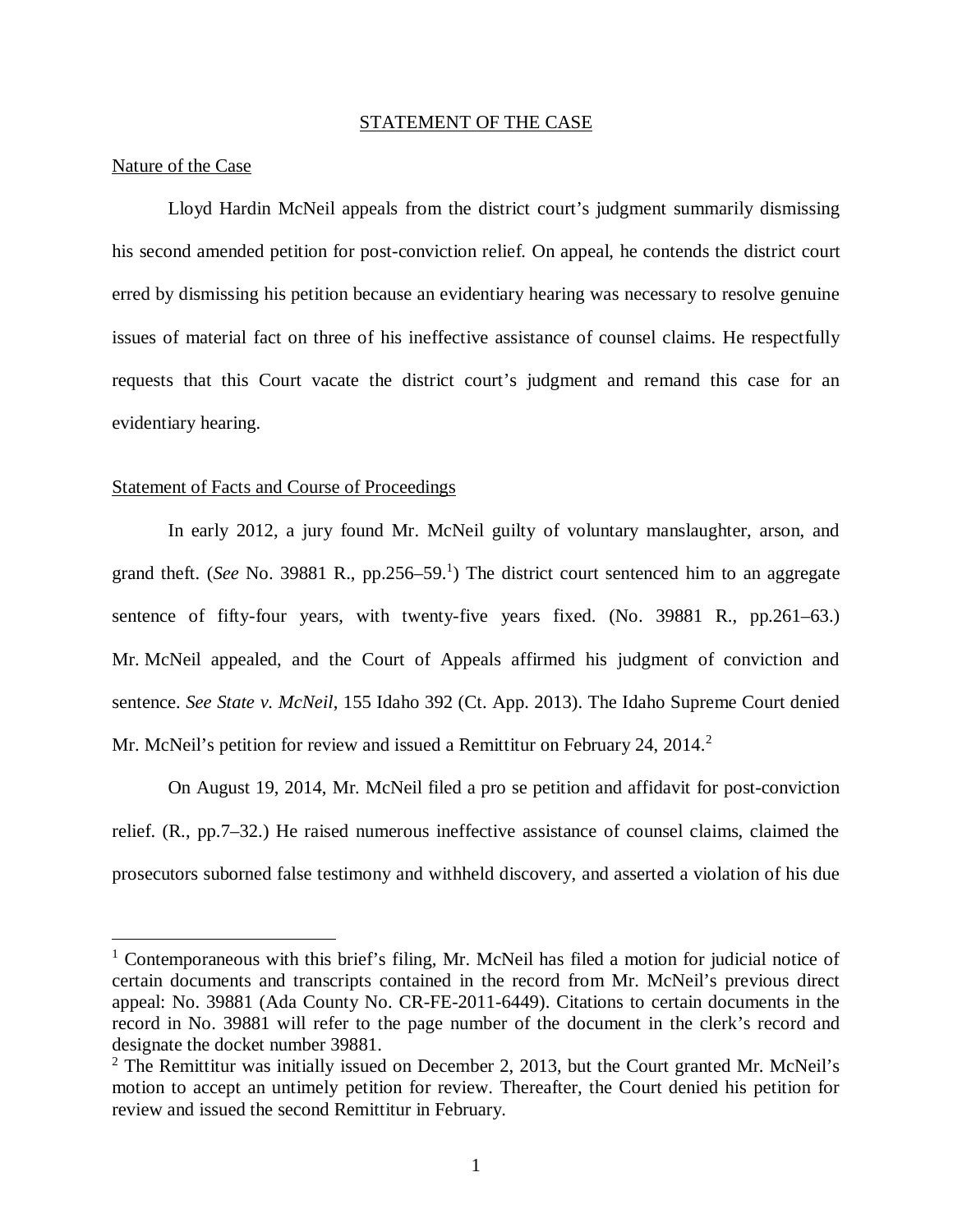## STATEMENT OF THE CASE

### Nature of the Case

Lloyd Hardin McNeil appeals from the district court's judgment summarily dismissing his second amended petition for post-conviction relief. On appeal, he contends the district court erred by dismissing his petition because an evidentiary hearing was necessary to resolve genuine issues of material fact on three of his ineffective assistance of counsel claims. He respectfully requests that this Court vacate the district court's judgment and remand this case for an evidentiary hearing.

### Statement of Facts and Course of Proceedings

In early 2012, a jury found Mr. McNeil guilty of voluntary manslaughter, arson, and grand theft. (*See* No. 39881 R., pp.256–59.[1]) The district court sentenced him to an aggregate sentence of fifty-four years, with twenty-five years fixed. (No. 39881 R., pp.261–63.) Mr. McNeil appealed, and the Court of Appeals affirmed his judgment of conviction and sentence. *See State v. McNeil*, 155 Idaho 392 (Ct. App. 2013). The Idaho Supreme Court denied Mr. McNeil's petition for review and issued a Remittitur on February 24, 2014.[2]

On August 19, 2014, Mr. McNeil filed a pro se petition and affidavit for post-conviction relief. (R., pp.7–32.) He raised numerous ineffective assistance of counsel claims, claimed the prosecutors suborned false testimony and withheld discovery, and asserted a violation of his due

---

[1] Contemporaneous with this brief's filing, Mr. McNeil has filed a motion for judicial notice of certain documents and transcripts contained in the record from Mr. McNeil's previous direct appeal: No. 39881 (Ada County No. CR-FE-2011-6449). Citations to certain documents in the record in No. 39881 will refer to the page number of the document in the clerk's record and designate the docket number 39881.

[2] The Remittitur was initially issued on December 2, 2013, but the Court granted Mr. McNeil's motion to accept an untimely petition for review. Thereafter, the Court denied his petition for review and issued the second Remittitur in February.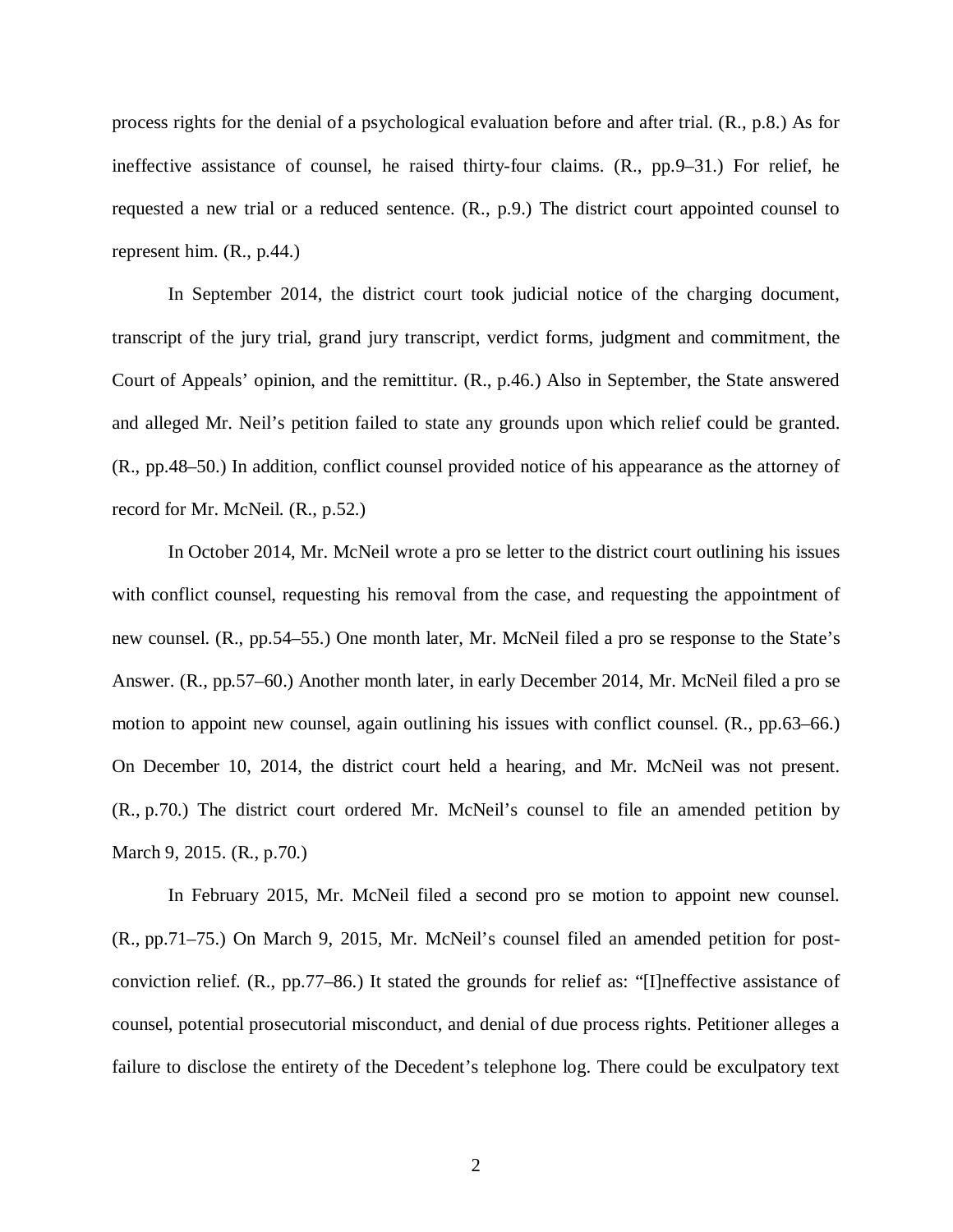process rights for the denial of a psychological evaluation before and after trial. (R., p.8.) As for ineffective assistance of counsel, he raised thirty-four claims. (R., pp.9–31.) For relief, he requested a new trial or a reduced sentence. (R., p.9.) The district court appointed counsel to represent him. (R., p.44.)

In September 2014, the district court took judicial notice of the charging document, transcript of the jury trial, grand jury transcript, verdict forms, judgment and commitment, the Court of Appeals' opinion, and the remittitur. (R., p.46.) Also in September, the State answered and alleged Mr. Neil's petition failed to state any grounds upon which relief could be granted. (R., pp.48–50.) In addition, conflict counsel provided notice of his appearance as the attorney of record for Mr. McNeil. (R., p.52.)

In October 2014, Mr. McNeil wrote a pro se letter to the district court outlining his issues with conflict counsel, requesting his removal from the case, and requesting the appointment of new counsel. (R., pp.54–55.) One month later, Mr. McNeil filed a pro se response to the State's Answer. (R., pp.57–60.) Another month later, in early December 2014, Mr. McNeil filed a pro se motion to appoint new counsel, again outlining his issues with conflict counsel. (R., pp.63–66.) On December 10, 2014, the district court held a hearing, and Mr. McNeil was not present. (R., p.70.) The district court ordered Mr. McNeil's counsel to file an amended petition by March 9, 2015. (R., p.70.)

In February 2015, Mr. McNeil filed a second pro se motion to appoint new counsel. (R., pp.71–75.) On March 9, 2015, Mr. McNeil's counsel filed an amended petition for post-conviction relief. (R., pp.77–86.) It stated the grounds for relief as: "[I]neffective assistance of counsel, potential prosecutorial misconduct, and denial of due process rights. Petitioner alleges a failure to disclose the entirety of the Decedent's telephone log. There could be exculpatory text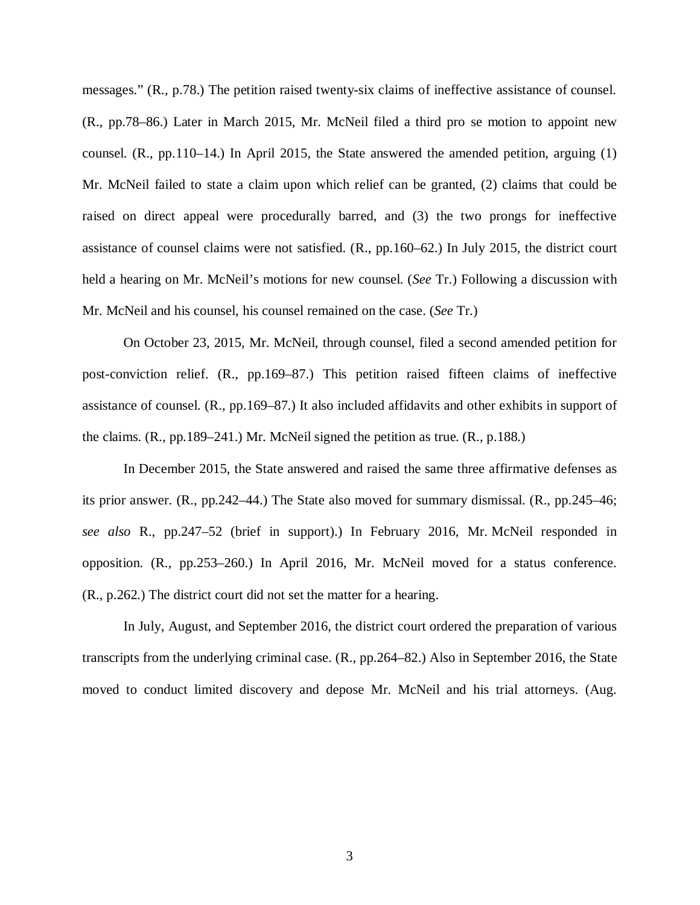messages." (R., p.78.) The petition raised twenty-six claims of ineffective assistance of counsel. (R., pp.78–86.) Later in March 2015, Mr. McNeil filed a third pro se motion to appoint new counsel. (R., pp.110–14.) In April 2015, the State answered the amended petition, arguing (1) Mr. McNeil failed to state a claim upon which relief can be granted, (2) claims that could be raised on direct appeal were procedurally barred, and (3) the two prongs for ineffective assistance of counsel claims were not satisfied. (R., pp.160–62.) In July 2015, the district court held a hearing on Mr. McNeil's motions for new counsel. (*See* Tr.) Following a discussion with Mr. McNeil and his counsel, his counsel remained on the case. (*See* Tr.)

On October 23, 2015, Mr. McNeil, through counsel, filed a second amended petition for post-conviction relief. (R., pp.169–87.) This petition raised fifteen claims of ineffective assistance of counsel. (R., pp.169–87.) It also included affidavits and other exhibits in support of the claims. (R., pp.189–241.) Mr. McNeil signed the petition as true. (R., p.188.)

In December 2015, the State answered and raised the same three affirmative defenses as its prior answer. (R., pp.242–44.) The State also moved for summary dismissal. (R., pp.245–46; *see also* R., pp.247–52 (brief in support).) In February 2016, Mr. McNeil responded in opposition. (R., pp.253–260.) In April 2016, Mr. McNeil moved for a status conference. (R., p.262.) The district court did not set the matter for a hearing.

In July, August, and September 2016, the district court ordered the preparation of various transcripts from the underlying criminal case. (R., pp.264–82.) Also in September 2016, the State moved to conduct limited discovery and depose Mr. McNeil and his trial attorneys. (Aug.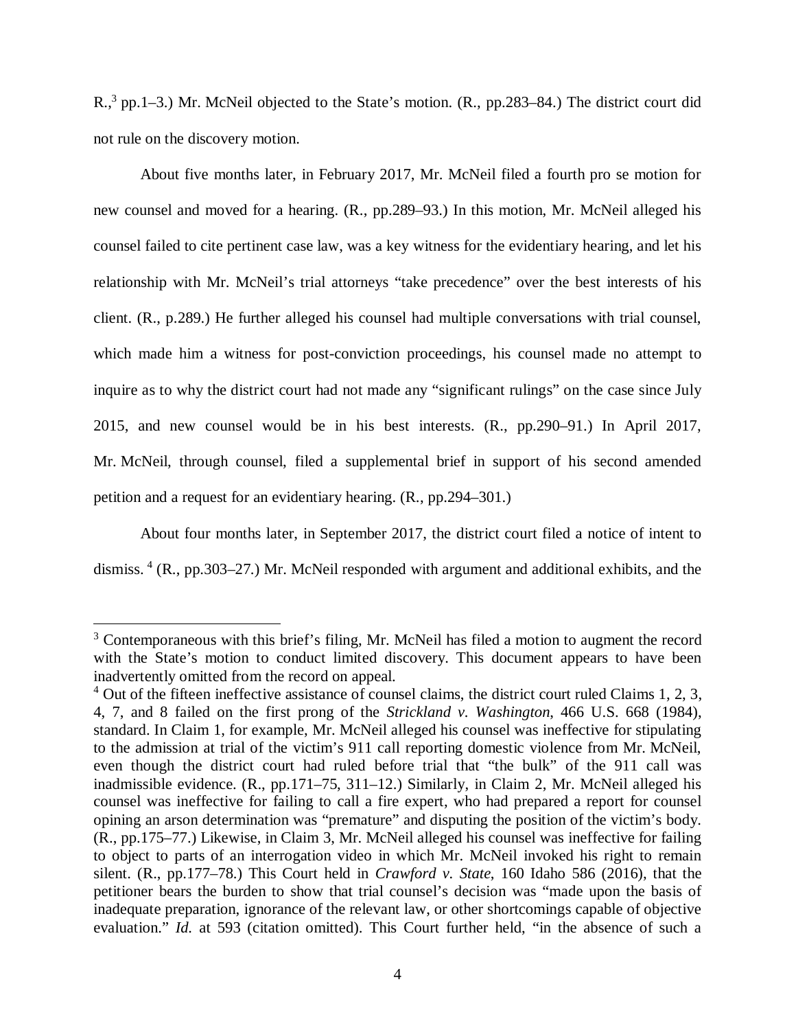R.,[3] pp.1–3.) Mr. McNeil objected to the State's motion. (R., pp.283–84.) The district court did not rule on the discovery motion.

About five months later, in February 2017, Mr. McNeil filed a fourth pro se motion for new counsel and moved for a hearing. (R., pp.289–93.) In this motion, Mr. McNeil alleged his counsel failed to cite pertinent case law, was a key witness for the evidentiary hearing, and let his relationship with Mr. McNeil's trial attorneys "take precedence" over the best interests of his client. (R., p.289.) He further alleged his counsel had multiple conversations with trial counsel, which made him a witness for post-conviction proceedings, his counsel made no attempt to inquire as to why the district court had not made any "significant rulings" on the case since July 2015, and new counsel would be in his best interests. (R., pp.290–91.) In April 2017, Mr. McNeil, through counsel, filed a supplemental brief in support of his second amended petition and a request for an evidentiary hearing. (R., pp.294–301.)

About four months later, in September 2017, the district court filed a notice of intent to dismiss. [4] (R., pp.303–27.) Mr. McNeil responded with argument and additional exhibits, and the

---

[3] Contemporaneous with this brief's filing, Mr. McNeil has filed a motion to augment the record with the State's motion to conduct limited discovery. This document appears to have been inadvertently omitted from the record on appeal.

[4] Out of the fifteen ineffective assistance of counsel claims, the district court ruled Claims 1, 2, 3, 4, 7, and 8 failed on the first prong of the *Strickland v. Washington*, 466 U.S. 668 (1984), standard. In Claim 1, for example, Mr. McNeil alleged his counsel was ineffective for stipulating to the admission at trial of the victim's 911 call reporting domestic violence from Mr. McNeil, even though the district court had ruled before trial that "the bulk" of the 911 call was inadmissible evidence. (R., pp.171–75, 311–12.) Similarly, in Claim 2, Mr. McNeil alleged his counsel was ineffective for failing to call a fire expert, who had prepared a report for counsel opining an arson determination was "premature" and disputing the position of the victim's body. (R., pp.175–77.) Likewise, in Claim 3, Mr. McNeil alleged his counsel was ineffective for failing to object to parts of an interrogation video in which Mr. McNeil invoked his right to remain silent. (R., pp.177–78.) This Court held in *Crawford v. State*, 160 Idaho 586 (2016), that the petitioner bears the burden to show that trial counsel's decision was "made upon the basis of inadequate preparation, ignorance of the relevant law, or other shortcomings capable of objective evaluation." *Id.* at 593 (citation omitted). This Court further held, "in the absence of such a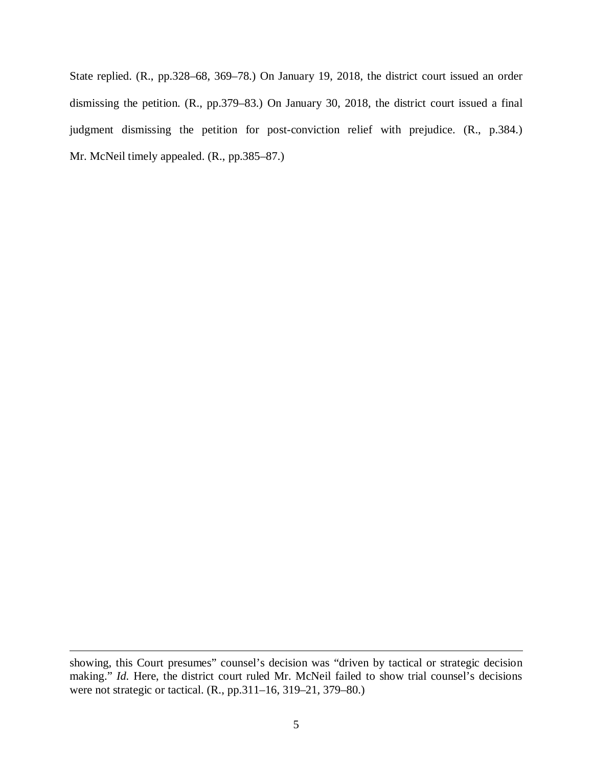State replied. (R., pp.328–68, 369–78.) On January 19, 2018, the district court issued an order dismissing the petition. (R., pp.379–83.) On January 30, 2018, the district court issued a final judgment dismissing the petition for post-conviction relief with prejudice. (R., p.384.) Mr. McNeil timely appealed. (R., pp.385–87.)

---

showing, this Court presumes" counsel's decision was "driven by tactical or strategic decision making." *Id.* Here, the district court ruled Mr. McNeil failed to show trial counsel's decisions were not strategic or tactical. (R., pp.311–16, 319–21, 379–80.)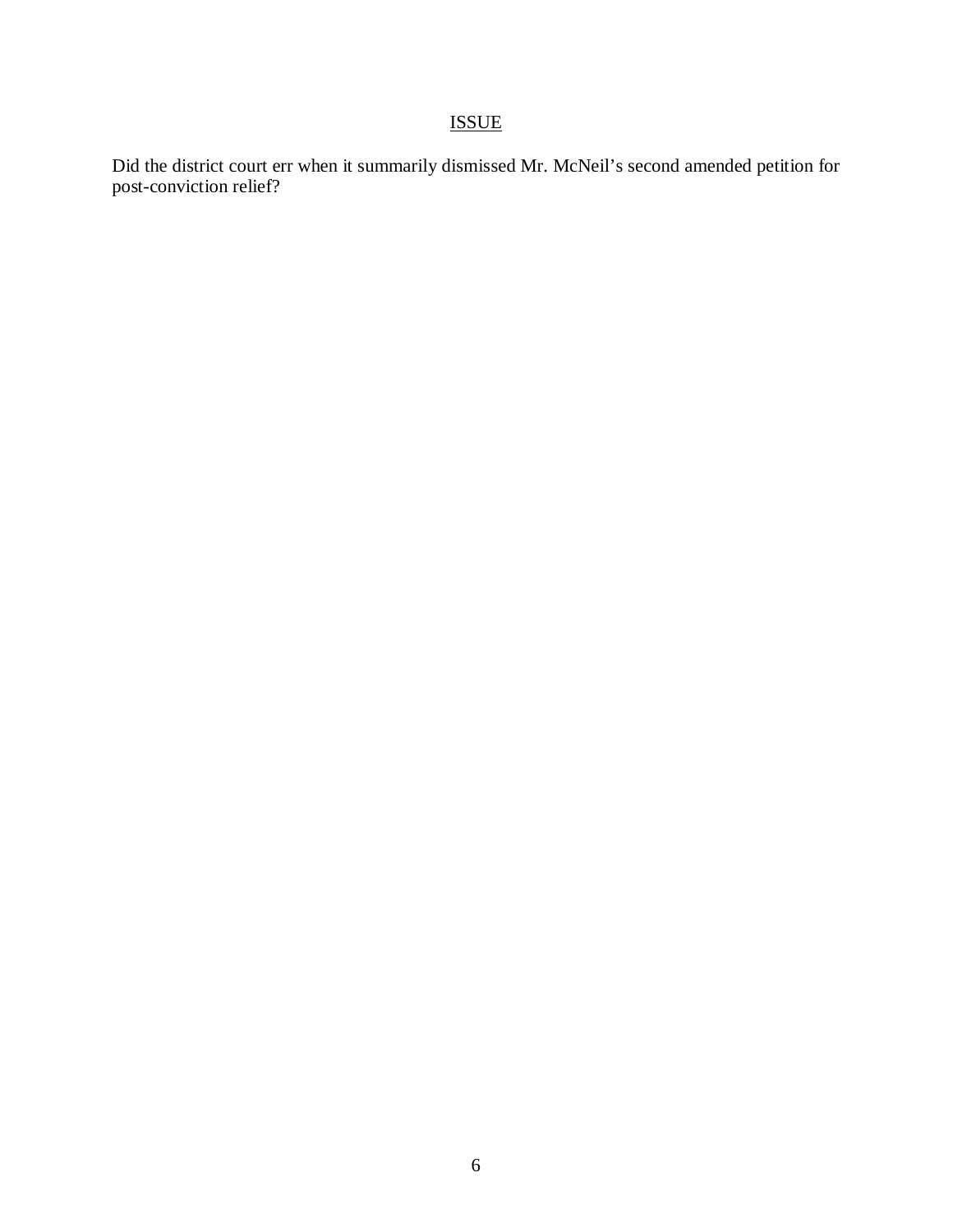## ISSUE

Did the district court err when it summarily dismissed Mr. McNeil's second amended petition for post-conviction relief?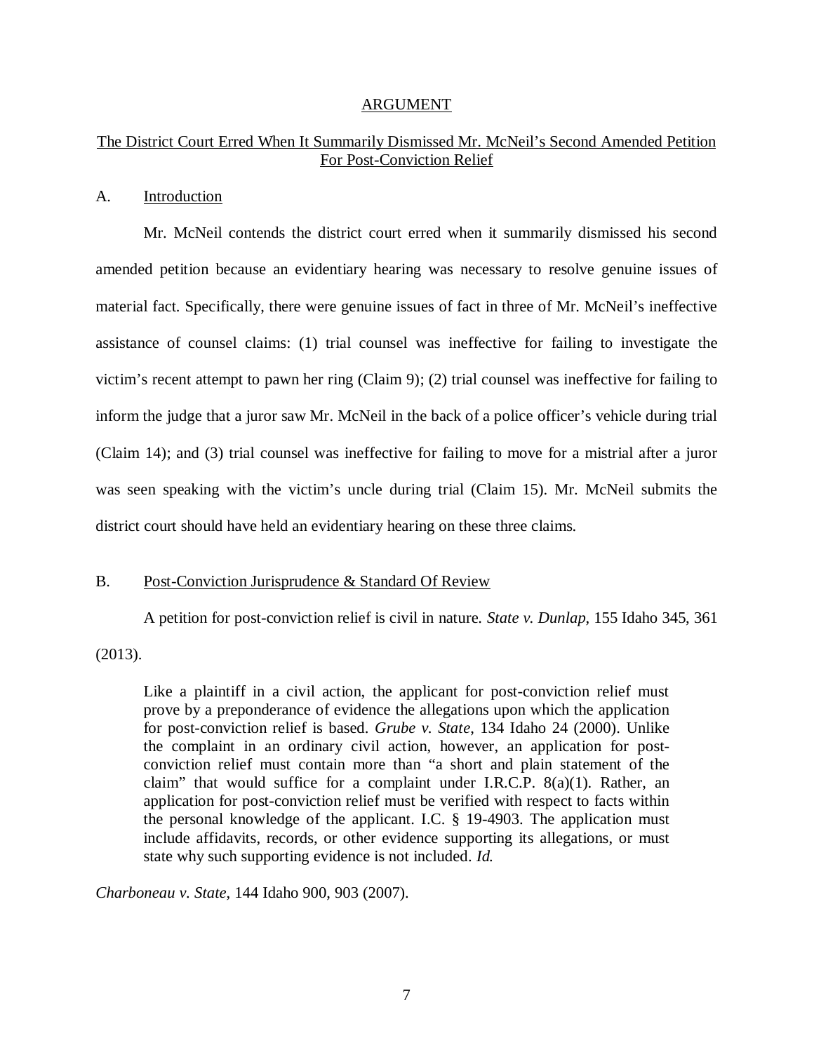## ARGUMENT

### The District Court Erred When It Summarily Dismissed Mr. McNeil's Second Amended Petition For Post-Conviction Relief

#### A. Introduction

Mr. McNeil contends the district court erred when it summarily dismissed his second amended petition because an evidentiary hearing was necessary to resolve genuine issues of material fact. Specifically, there were genuine issues of fact in three of Mr. McNeil's ineffective assistance of counsel claims: (1) trial counsel was ineffective for failing to investigate the victim's recent attempt to pawn her ring (Claim 9); (2) trial counsel was ineffective for failing to inform the judge that a juror saw Mr. McNeil in the back of a police officer's vehicle during trial (Claim 14); and (3) trial counsel was ineffective for failing to move for a mistrial after a juror was seen speaking with the victim's uncle during trial (Claim 15). Mr. McNeil submits the district court should have held an evidentiary hearing on these three claims.

#### B. Post-Conviction Jurisprudence & Standard Of Review

A petition for post-conviction relief is civil in nature. *State v. Dunlap*, 155 Idaho 345, 361 (2013).

> Like a plaintiff in a civil action, the applicant for post-conviction relief must prove by a preponderance of evidence the allegations upon which the application for post-conviction relief is based. *Grube v. State*, 134 Idaho 24 (2000). Unlike the complaint in an ordinary civil action, however, an application for post-conviction relief must contain more than "a short and plain statement of the claim" that would suffice for a complaint under I.R.C.P. 8(a)(1). Rather, an application for post-conviction relief must be verified with respect to facts within the personal knowledge of the applicant. I.C. § 19-4903. The application must include affidavits, records, or other evidence supporting its allegations, or must state why such supporting evidence is not included. *Id.*

*Charboneau v. State*, 144 Idaho 900, 903 (2007).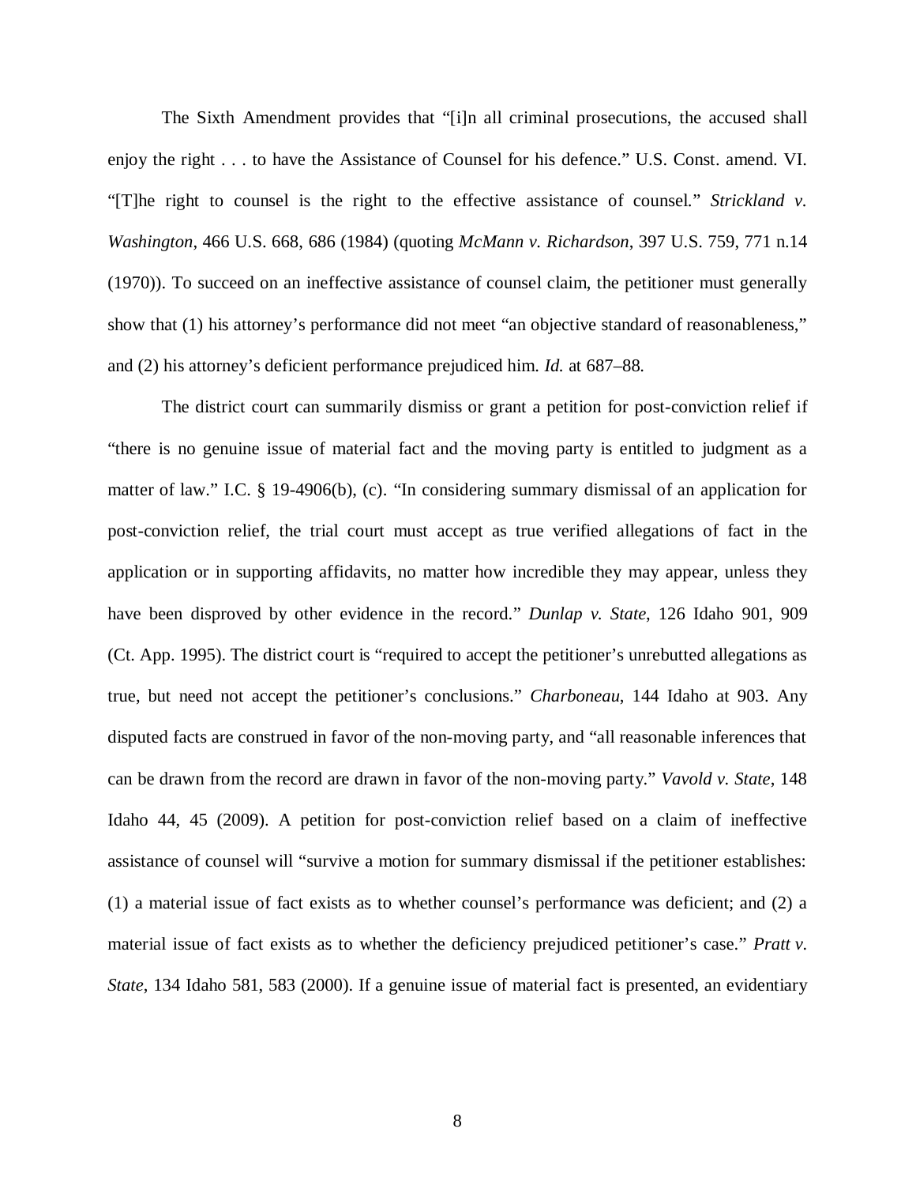The Sixth Amendment provides that "[i]n all criminal prosecutions, the accused shall enjoy the right . . . to have the Assistance of Counsel for his defence." U.S. Const. amend. VI. "[T]he right to counsel is the right to the effective assistance of counsel." *Strickland v. Washington*, 466 U.S. 668, 686 (1984) (quoting *McMann v. Richardson*, 397 U.S. 759, 771 n.14 (1970)). To succeed on an ineffective assistance of counsel claim, the petitioner must generally show that (1) his attorney's performance did not meet "an objective standard of reasonableness," and (2) his attorney's deficient performance prejudiced him. *Id.* at 687–88.

The district court can summarily dismiss or grant a petition for post-conviction relief if "there is no genuine issue of material fact and the moving party is entitled to judgment as a matter of law." I.C. § 19-4906(b), (c). "In considering summary dismissal of an application for post-conviction relief, the trial court must accept as true verified allegations of fact in the application or in supporting affidavits, no matter how incredible they may appear, unless they have been disproved by other evidence in the record." *Dunlap v. State*, 126 Idaho 901, 909 (Ct. App. 1995). The district court is "required to accept the petitioner's unrebutted allegations as true, but need not accept the petitioner's conclusions." *Charboneau*, 144 Idaho at 903. Any disputed facts are construed in favor of the non-moving party, and "all reasonable inferences that can be drawn from the record are drawn in favor of the non-moving party." *Vavold v. State*, 148 Idaho 44, 45 (2009). A petition for post-conviction relief based on a claim of ineffective assistance of counsel will "survive a motion for summary dismissal if the petitioner establishes: (1) a material issue of fact exists as to whether counsel's performance was deficient; and (2) a material issue of fact exists as to whether the deficiency prejudiced petitioner's case." *Pratt v. State*, 134 Idaho 581, 583 (2000). If a genuine issue of material fact is presented, an evidentiary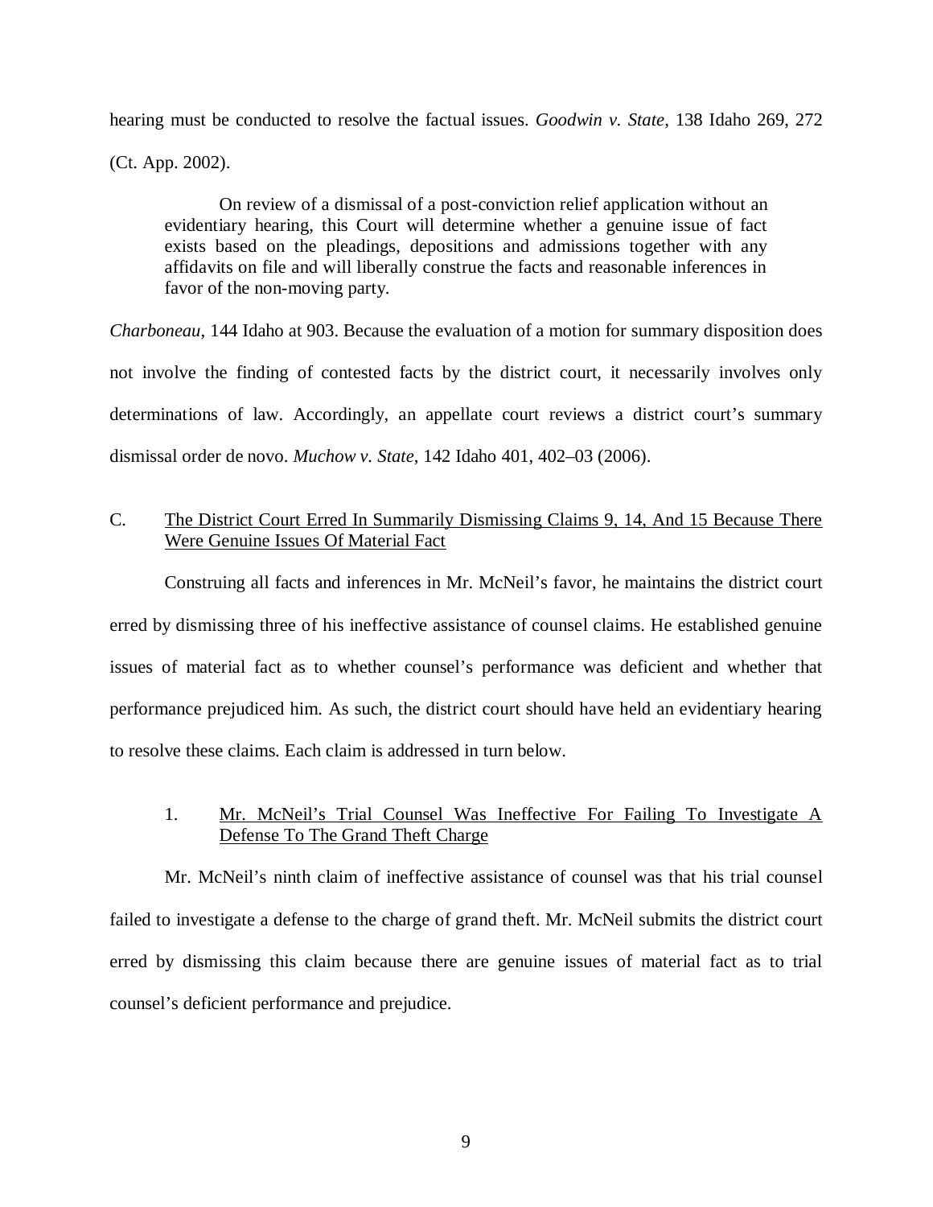hearing must be conducted to resolve the factual issues. *Goodwin v. State*, 138 Idaho 269, 272 (Ct. App. 2002).

> On review of a dismissal of a post-conviction relief application without an evidentiary hearing, this Court will determine whether a genuine issue of fact exists based on the pleadings, depositions and admissions together with any affidavits on file and will liberally construe the facts and reasonable inferences in favor of the non-moving party.

*Charboneau*, 144 Idaho at 903. Because the evaluation of a motion for summary disposition does not involve the finding of contested facts by the district court, it necessarily involves only determinations of law. Accordingly, an appellate court reviews a district court's summary dismissal order de novo. *Muchow v. State*, 142 Idaho 401, 402–03 (2006).

### C. <u>The District Court Erred In Summarily Dismissing Claims 9, 14, And 15 Because There Were Genuine Issues Of Material Fact</u>

Construing all facts and inferences in Mr. McNeil's favor, he maintains the district court erred by dismissing three of his ineffective assistance of counsel claims. He established genuine issues of material fact as to whether counsel's performance was deficient and whether that performance prejudiced him. As such, the district court should have held an evidentiary hearing to resolve these claims. Each claim is addressed in turn below.

#### 1. <u>Mr. McNeil's Trial Counsel Was Ineffective For Failing To Investigate A Defense To The Grand Theft Charge</u>

Mr. McNeil's ninth claim of ineffective assistance of counsel was that his trial counsel failed to investigate a defense to the charge of grand theft. Mr. McNeil submits the district court erred by dismissing this claim because there are genuine issues of material fact as to trial counsel's deficient performance and prejudice.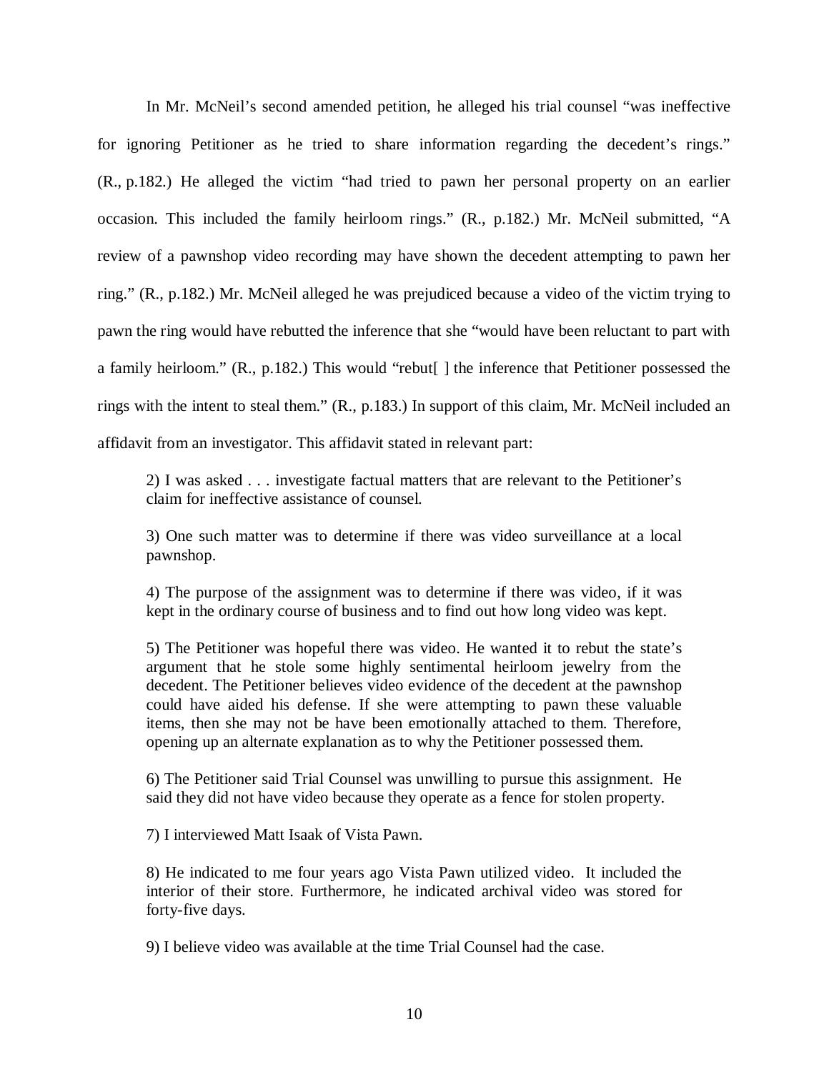In Mr. McNeil's second amended petition, he alleged his trial counsel "was ineffective for ignoring Petitioner as he tried to share information regarding the decedent's rings." (R., p.182.) He alleged the victim "had tried to pawn her personal property on an earlier occasion. This included the family heirloom rings." (R., p.182.) Mr. McNeil submitted, "A review of a pawnshop video recording may have shown the decedent attempting to pawn her ring." (R., p.182.) Mr. McNeil alleged he was prejudiced because a video of the victim trying to pawn the ring would have rebutted the inference that she "would have been reluctant to part with a family heirloom." (R., p.182.) This would "rebut[ ] the inference that Petitioner possessed the rings with the intent to steal them." (R., p.183.) In support of this claim, Mr. McNeil included an affidavit from an investigator. This affidavit stated in relevant part:

> 2) I was asked . . . investigate factual matters that are relevant to the Petitioner's claim for ineffective assistance of counsel.
>
> 3) One such matter was to determine if there was video surveillance at a local pawnshop.
>
> 4) The purpose of the assignment was to determine if there was video, if it was kept in the ordinary course of business and to find out how long video was kept.
>
> 5) The Petitioner was hopeful there was video. He wanted it to rebut the state's argument that he stole some highly sentimental heirloom jewelry from the decedent. The Petitioner believes video evidence of the decedent at the pawnshop could have aided his defense. If she were attempting to pawn these valuable items, then she may not be have been emotionally attached to them. Therefore, opening up an alternate explanation as to why the Petitioner possessed them.
>
> 6) The Petitioner said Trial Counsel was unwilling to pursue this assignment. He said they did not have video because they operate as a fence for stolen property.
>
> 7) I interviewed Matt Isaak of Vista Pawn.
>
> 8) He indicated to me four years ago Vista Pawn utilized video. It included the interior of their store. Furthermore, he indicated archival video was stored for forty-five days.
>
> 9) I believe video was available at the time Trial Counsel had the case.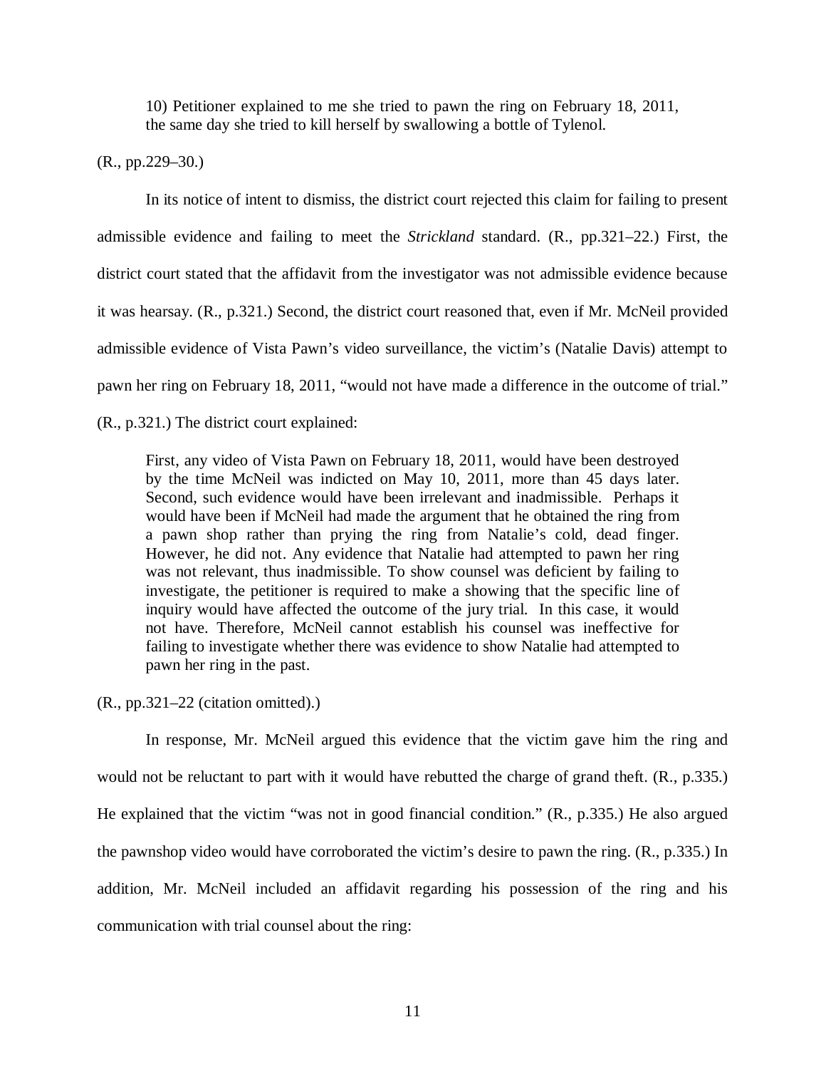> 10) Petitioner explained to me she tried to pawn the ring on February 18, 2011, the same day she tried to kill herself by swallowing a bottle of Tylenol.

(R., pp.229–30.)

In its notice of intent to dismiss, the district court rejected this claim for failing to present admissible evidence and failing to meet the *Strickland* standard. (R., pp.321–22.) First, the district court stated that the affidavit from the investigator was not admissible evidence because it was hearsay. (R., p.321.) Second, the district court reasoned that, even if Mr. McNeil provided admissible evidence of Vista Pawn's video surveillance, the victim's (Natalie Davis) attempt to pawn her ring on February 18, 2011, "would not have made a difference in the outcome of trial." (R., p.321.) The district court explained:

> First, any video of Vista Pawn on February 18, 2011, would have been destroyed by the time McNeil was indicted on May 10, 2011, more than 45 days later. Second, such evidence would have been irrelevant and inadmissible. Perhaps it would have been if McNeil had made the argument that he obtained the ring from a pawn shop rather than prying the ring from Natalie's cold, dead finger. However, he did not. Any evidence that Natalie had attempted to pawn her ring was not relevant, thus inadmissible. To show counsel was deficient by failing to investigate, the petitioner is required to make a showing that the specific line of inquiry would have affected the outcome of the jury trial. In this case, it would not have. Therefore, McNeil cannot establish his counsel was ineffective for failing to investigate whether there was evidence to show Natalie had attempted to pawn her ring in the past.

(R., pp.321–22 (citation omitted).)

In response, Mr. McNeil argued this evidence that the victim gave him the ring and would not be reluctant to part with it would have rebutted the charge of grand theft. (R., p.335.) He explained that the victim "was not in good financial condition." (R., p.335.) He also argued the pawnshop video would have corroborated the victim's desire to pawn the ring. (R., p.335.) In addition, Mr. McNeil included an affidavit regarding his possession of the ring and his communication with trial counsel about the ring: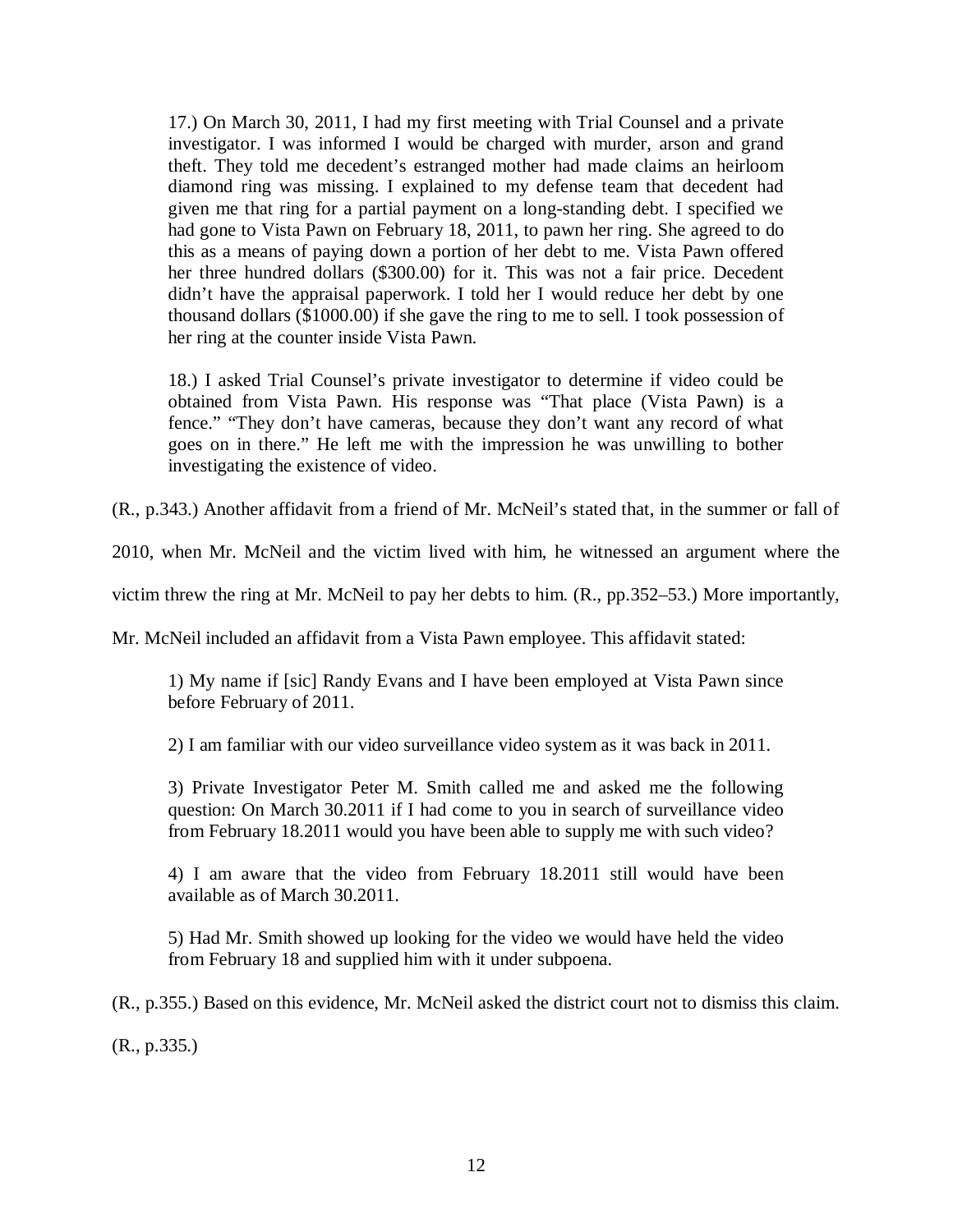> 17.) On March 30, 2011, I had my first meeting with Trial Counsel and a private investigator. I was informed I would be charged with murder, arson and grand theft. They told me decedent's estranged mother had made claims an heirloom diamond ring was missing. I explained to my defense team that decedent had given me that ring for a partial payment on a long-standing debt. I specified we had gone to Vista Pawn on February 18, 2011, to pawn her ring. She agreed to do this as a means of paying down a portion of her debt to me. Vista Pawn offered her three hundred dollars ($300.00) for it. This was not a fair price. Decedent didn't have the appraisal paperwork. I told her I would reduce her debt by one thousand dollars ($1000.00) if she gave the ring to me to sell. I took possession of her ring at the counter inside Vista Pawn.
>
> 18.) I asked Trial Counsel's private investigator to determine if video could be obtained from Vista Pawn. His response was "That place (Vista Pawn) is a fence." "They don't have cameras, because they don't want any record of what goes on in there." He left me with the impression he was unwilling to bother investigating the existence of video.

(R., p.343.) Another affidavit from a friend of Mr. McNeil's stated that, in the summer or fall of 2010, when Mr. McNeil and the victim lived with him, he witnessed an argument where the victim threw the ring at Mr. McNeil to pay her debts to him. (R., pp.352–53.) More importantly, Mr. McNeil included an affidavit from a Vista Pawn employee. This affidavit stated:

> 1) My name if [sic] Randy Evans and I have been employed at Vista Pawn since before February of 2011.
>
> 2) I am familiar with our video surveillance video system as it was back in 2011.
>
> 3) Private Investigator Peter M. Smith called me and asked me the following question: On March 30.2011 if I had come to you in search of surveillance video from February 18.2011 would you have been able to supply me with such video?
>
> 4) I am aware that the video from February 18.2011 still would have been available as of March 30.2011.
>
> 5) Had Mr. Smith showed up looking for the video we would have held the video from February 18 and supplied him with it under subpoena.

(R., p.355.) Based on this evidence, Mr. McNeil asked the district court not to dismiss this claim. (R., p.335.)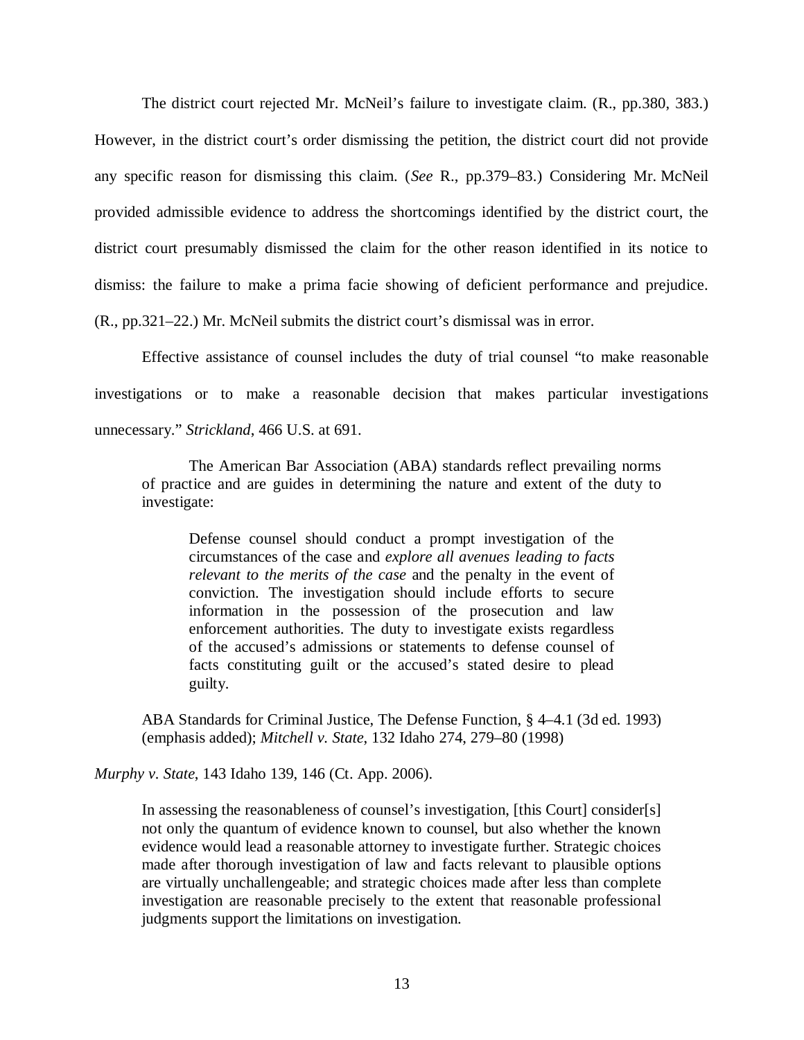The district court rejected Mr. McNeil's failure to investigate claim. (R., pp.380, 383.) However, in the district court's order dismissing the petition, the district court did not provide any specific reason for dismissing this claim. (*See* R., pp.379–83.) Considering Mr. McNeil provided admissible evidence to address the shortcomings identified by the district court, the district court presumably dismissed the claim for the other reason identified in its notice to dismiss: the failure to make a prima facie showing of deficient performance and prejudice. (R., pp.321–22.) Mr. McNeil submits the district court's dismissal was in error.

Effective assistance of counsel includes the duty of trial counsel "to make reasonable investigations or to make a reasonable decision that makes particular investigations unnecessary." *Strickland*, 466 U.S. at 691.

> The American Bar Association (ABA) standards reflect prevailing norms of practice and are guides in determining the nature and extent of the duty to investigate:
>
> > Defense counsel should conduct a prompt investigation of the circumstances of the case and *explore all avenues leading to facts relevant to the merits of the case* and the penalty in the event of conviction. The investigation should include efforts to secure information in the possession of the prosecution and law enforcement authorities. The duty to investigate exists regardless of the accused's admissions or statements to defense counsel of facts constituting guilt or the accused's stated desire to plead guilty.
>
> ABA Standards for Criminal Justice, The Defense Function, § 4–4.1 (3d ed. 1993) (emphasis added); *Mitchell v. State*, 132 Idaho 274, 279–80 (1998)

*Murphy v. State*, 143 Idaho 139, 146 (Ct. App. 2006).

> In assessing the reasonableness of counsel's investigation, [this Court] consider[s] not only the quantum of evidence known to counsel, but also whether the known evidence would lead a reasonable attorney to investigate further. Strategic choices made after thorough investigation of law and facts relevant to plausible options are virtually unchallengeable; and strategic choices made after less than complete investigation are reasonable precisely to the extent that reasonable professional judgments support the limitations on investigation.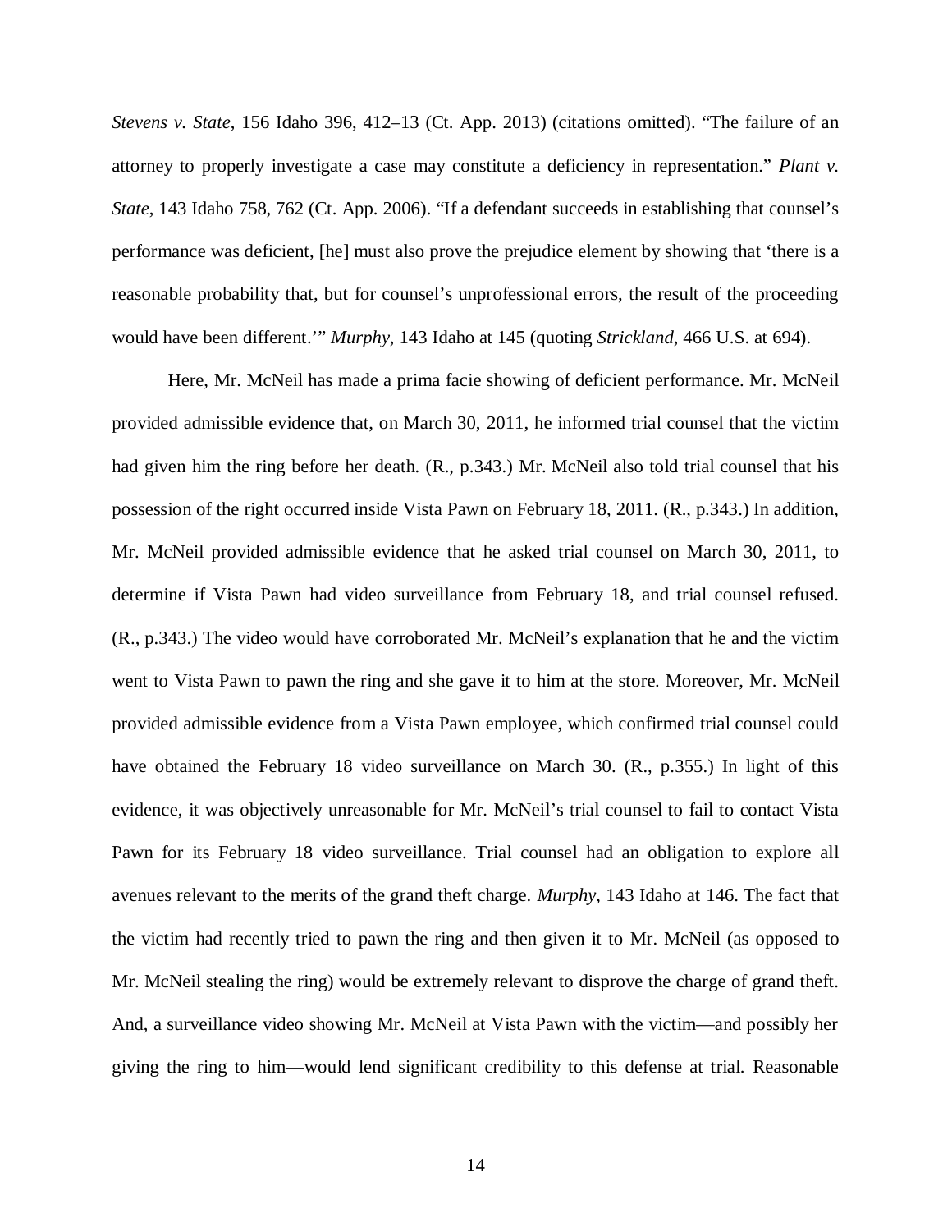*Stevens v. State*, 156 Idaho 396, 412–13 (Ct. App. 2013) (citations omitted). "The failure of an attorney to properly investigate a case may constitute a deficiency in representation." *Plant v. State*, 143 Idaho 758, 762 (Ct. App. 2006). "If a defendant succeeds in establishing that counsel's performance was deficient, [he] must also prove the prejudice element by showing that 'there is a reasonable probability that, but for counsel's unprofessional errors, the result of the proceeding would have been different.'" *Murphy*, 143 Idaho at 145 (quoting *Strickland*, 466 U.S. at 694).

Here, Mr. McNeil has made a prima facie showing of deficient performance. Mr. McNeil provided admissible evidence that, on March 30, 2011, he informed trial counsel that the victim had given him the ring before her death. (R., p.343.) Mr. McNeil also told trial counsel that his possession of the right occurred inside Vista Pawn on February 18, 2011. (R., p.343.) In addition, Mr. McNeil provided admissible evidence that he asked trial counsel on March 30, 2011, to determine if Vista Pawn had video surveillance from February 18, and trial counsel refused. (R., p.343.) The video would have corroborated Mr. McNeil's explanation that he and the victim went to Vista Pawn to pawn the ring and she gave it to him at the store. Moreover, Mr. McNeil provided admissible evidence from a Vista Pawn employee, which confirmed trial counsel could have obtained the February 18 video surveillance on March 30. (R., p.355.) In light of this evidence, it was objectively unreasonable for Mr. McNeil's trial counsel to fail to contact Vista Pawn for its February 18 video surveillance. Trial counsel had an obligation to explore all avenues relevant to the merits of the grand theft charge. *Murphy*, 143 Idaho at 146. The fact that the victim had recently tried to pawn the ring and then given it to Mr. McNeil (as opposed to Mr. McNeil stealing the ring) would be extremely relevant to disprove the charge of grand theft. And, a surveillance video showing Mr. McNeil at Vista Pawn with the victim—and possibly her giving the ring to him—would lend significant credibility to this defense at trial. Reasonable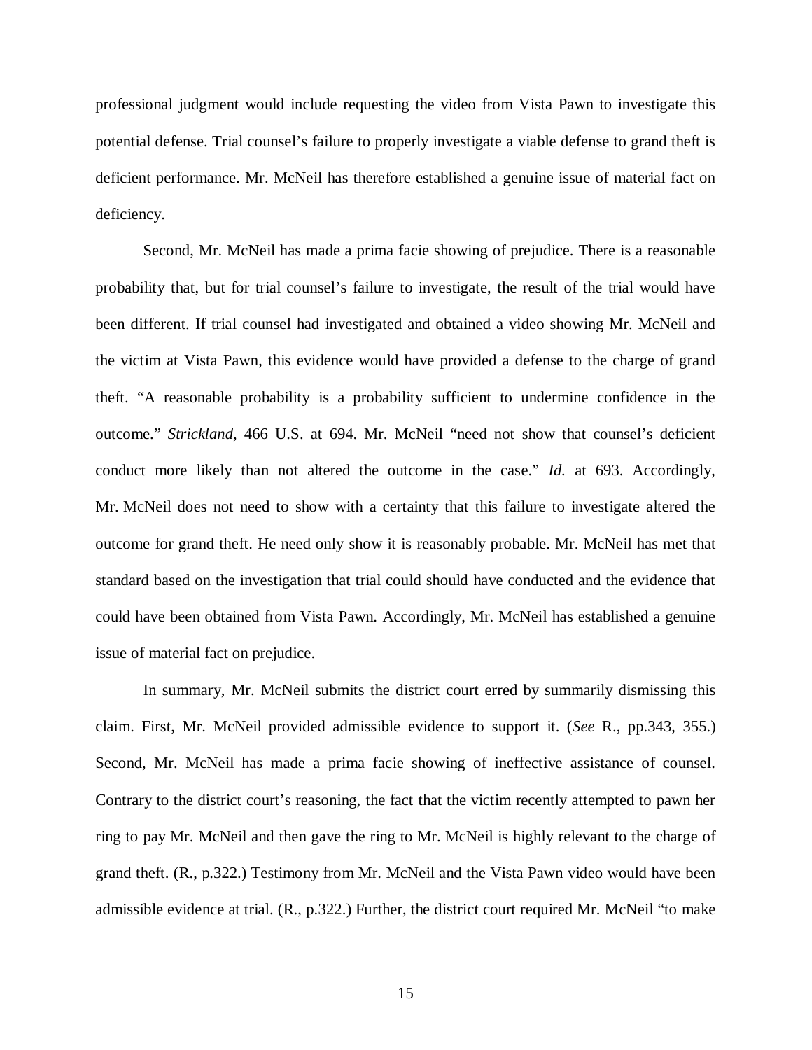professional judgment would include requesting the video from Vista Pawn to investigate this potential defense. Trial counsel's failure to properly investigate a viable defense to grand theft is deficient performance. Mr. McNeil has therefore established a genuine issue of material fact on deficiency.

Second, Mr. McNeil has made a prima facie showing of prejudice. There is a reasonable probability that, but for trial counsel's failure to investigate, the result of the trial would have been different. If trial counsel had investigated and obtained a video showing Mr. McNeil and the victim at Vista Pawn, this evidence would have provided a defense to the charge of grand theft. "A reasonable probability is a probability sufficient to undermine confidence in the outcome." *Strickland*, 466 U.S. at 694. Mr. McNeil "need not show that counsel's deficient conduct more likely than not altered the outcome in the case." *Id.* at 693. Accordingly, Mr. McNeil does not need to show with a certainty that this failure to investigate altered the outcome for grand theft. He need only show it is reasonably probable. Mr. McNeil has met that standard based on the investigation that trial could should have conducted and the evidence that could have been obtained from Vista Pawn. Accordingly, Mr. McNeil has established a genuine issue of material fact on prejudice.

In summary, Mr. McNeil submits the district court erred by summarily dismissing this claim. First, Mr. McNeil provided admissible evidence to support it. (*See* R., pp.343, 355.) Second, Mr. McNeil has made a prima facie showing of ineffective assistance of counsel. Contrary to the district court's reasoning, the fact that the victim recently attempted to pawn her ring to pay Mr. McNeil and then gave the ring to Mr. McNeil is highly relevant to the charge of grand theft. (R., p.322.) Testimony from Mr. McNeil and the Vista Pawn video would have been admissible evidence at trial. (R., p.322.) Further, the district court required Mr. McNeil "to make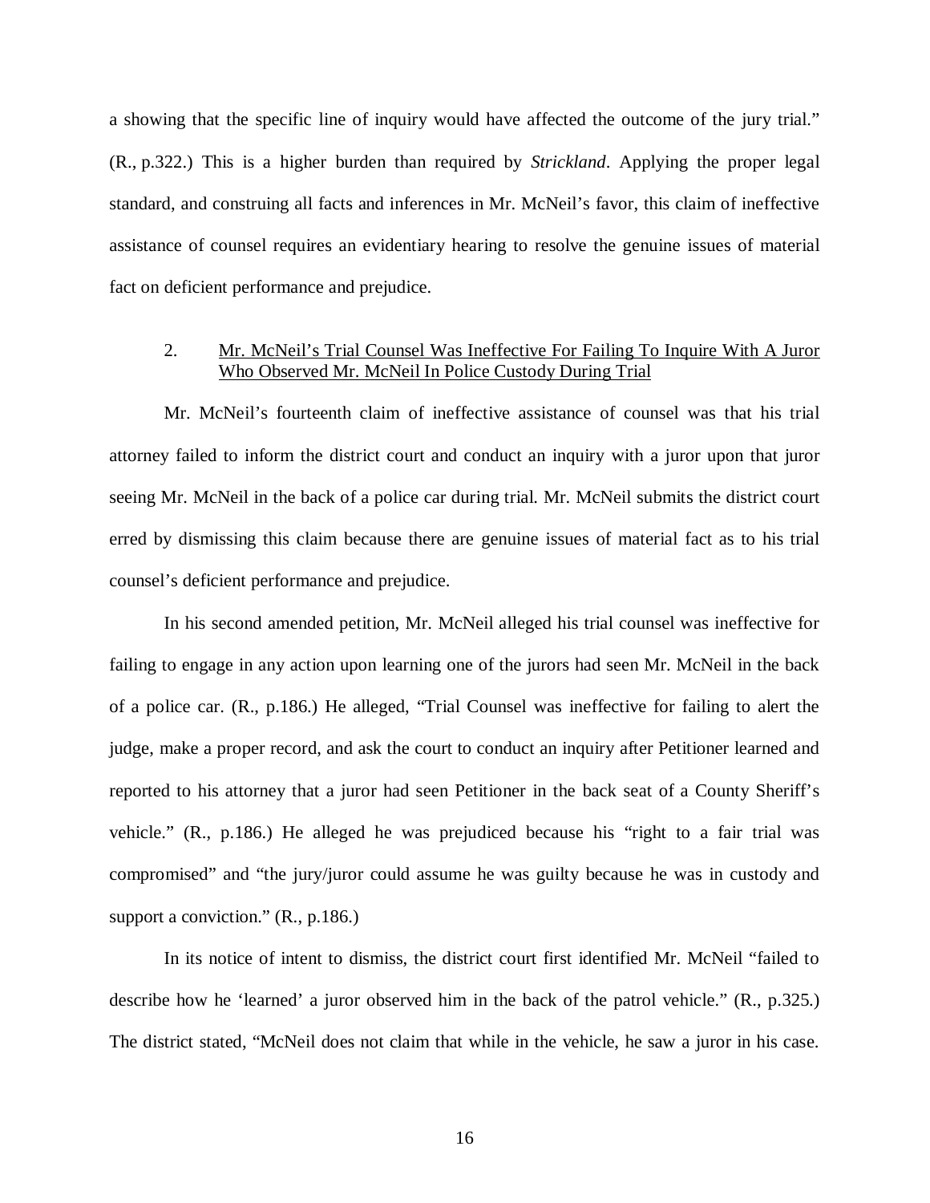a showing that the specific line of inquiry would have affected the outcome of the jury trial." (R., p.322.) This is a higher burden than required by *Strickland*. Applying the proper legal standard, and construing all facts and inferences in Mr. McNeil's favor, this claim of ineffective assistance of counsel requires an evidentiary hearing to resolve the genuine issues of material fact on deficient performance and prejudice.

2. <u>Mr. McNeil's Trial Counsel Was Ineffective For Failing To Inquire With A Juror Who Observed Mr. McNeil In Police Custody During Trial</u>

Mr. McNeil's fourteenth claim of ineffective assistance of counsel was that his trial attorney failed to inform the district court and conduct an inquiry with a juror upon that juror seeing Mr. McNeil in the back of a police car during trial. Mr. McNeil submits the district court erred by dismissing this claim because there are genuine issues of material fact as to his trial counsel's deficient performance and prejudice.

In his second amended petition, Mr. McNeil alleged his trial counsel was ineffective for failing to engage in any action upon learning one of the jurors had seen Mr. McNeil in the back of a police car. (R., p.186.) He alleged, "Trial Counsel was ineffective for failing to alert the judge, make a proper record, and ask the court to conduct an inquiry after Petitioner learned and reported to his attorney that a juror had seen Petitioner in the back seat of a County Sheriff's vehicle." (R., p.186.) He alleged he was prejudiced because his "right to a fair trial was compromised" and "the jury/juror could assume he was guilty because he was in custody and support a conviction." (R., p.186.)

In its notice of intent to dismiss, the district court first identified Mr. McNeil "failed to describe how he 'learned' a juror observed him in the back of the patrol vehicle." (R., p.325.) The district stated, "McNeil does not claim that while in the vehicle, he saw a juror in his case.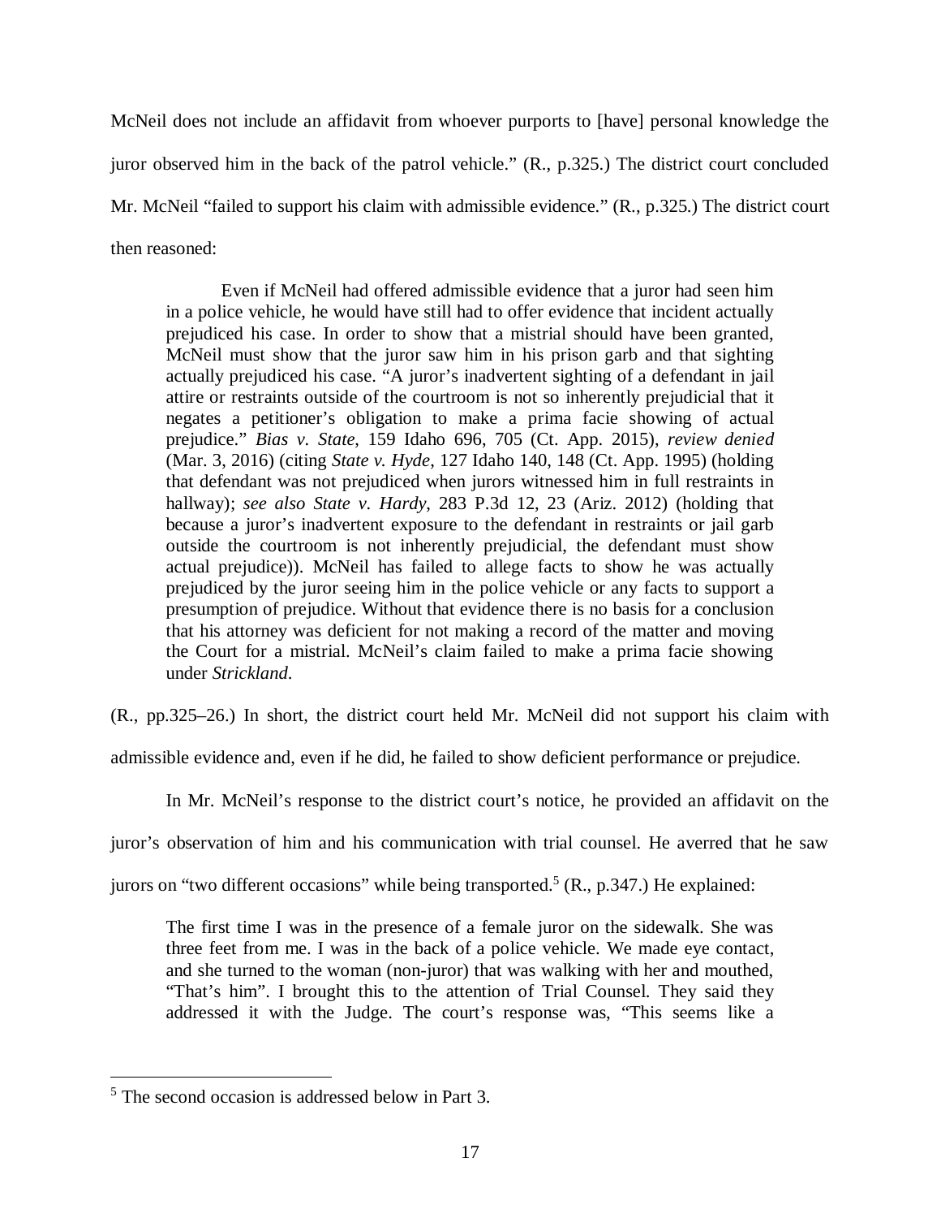McNeil does not include an affidavit from whoever purports to [have] personal knowledge the juror observed him in the back of the patrol vehicle." (R., p.325.) The district court concluded Mr. McNeil "failed to support his claim with admissible evidence." (R., p.325.) The district court then reasoned:

> Even if McNeil had offered admissible evidence that a juror had seen him in a police vehicle, he would have still had to offer evidence that incident actually prejudiced his case. In order to show that a mistrial should have been granted, McNeil must show that the juror saw him in his prison garb and that sighting actually prejudiced his case. "A juror's inadvertent sighting of a defendant in jail attire or restraints outside of the courtroom is not so inherently prejudicial that it negates a petitioner's obligation to make a prima facie showing of actual prejudice." *Bias v. State*, 159 Idaho 696, 705 (Ct. App. 2015), *review denied* (Mar. 3, 2016) (citing *State v. Hyde*, 127 Idaho 140, 148 (Ct. App. 1995) (holding that defendant was not prejudiced when jurors witnessed him in full restraints in hallway); *see also State v. Hardy*, 283 P.3d 12, 23 (Ariz. 2012) (holding that because a juror's inadvertent exposure to the defendant in restraints or jail garb outside the courtroom is not inherently prejudicial, the defendant must show actual prejudice)). McNeil has failed to allege facts to show he was actually prejudiced by the juror seeing him in the police vehicle or any facts to support a presumption of prejudice. Without that evidence there is no basis for a conclusion that his attorney was deficient for not making a record of the matter and moving the Court for a mistrial. McNeil's claim failed to make a prima facie showing under *Strickland*.

(R., pp.325–26.) In short, the district court held Mr. McNeil did not support his claim with admissible evidence and, even if he did, he failed to show deficient performance or prejudice.

In Mr. McNeil's response to the district court's notice, he provided an affidavit on the juror's observation of him and his communication with trial counsel. He averred that he saw jurors on "two different occasions" while being transported.[5] (R., p.347.) He explained:

> The first time I was in the presence of a female juror on the sidewalk. She was three feet from me. I was in the back of a police vehicle. We made eye contact, and she turned to the woman (non-juror) that was walking with her and mouthed, "That's him". I brought this to the attention of Trial Counsel. They said they addressed it with the Judge. The court's response was, "This seems like a

[5] The second occasion is addressed below in Part 3.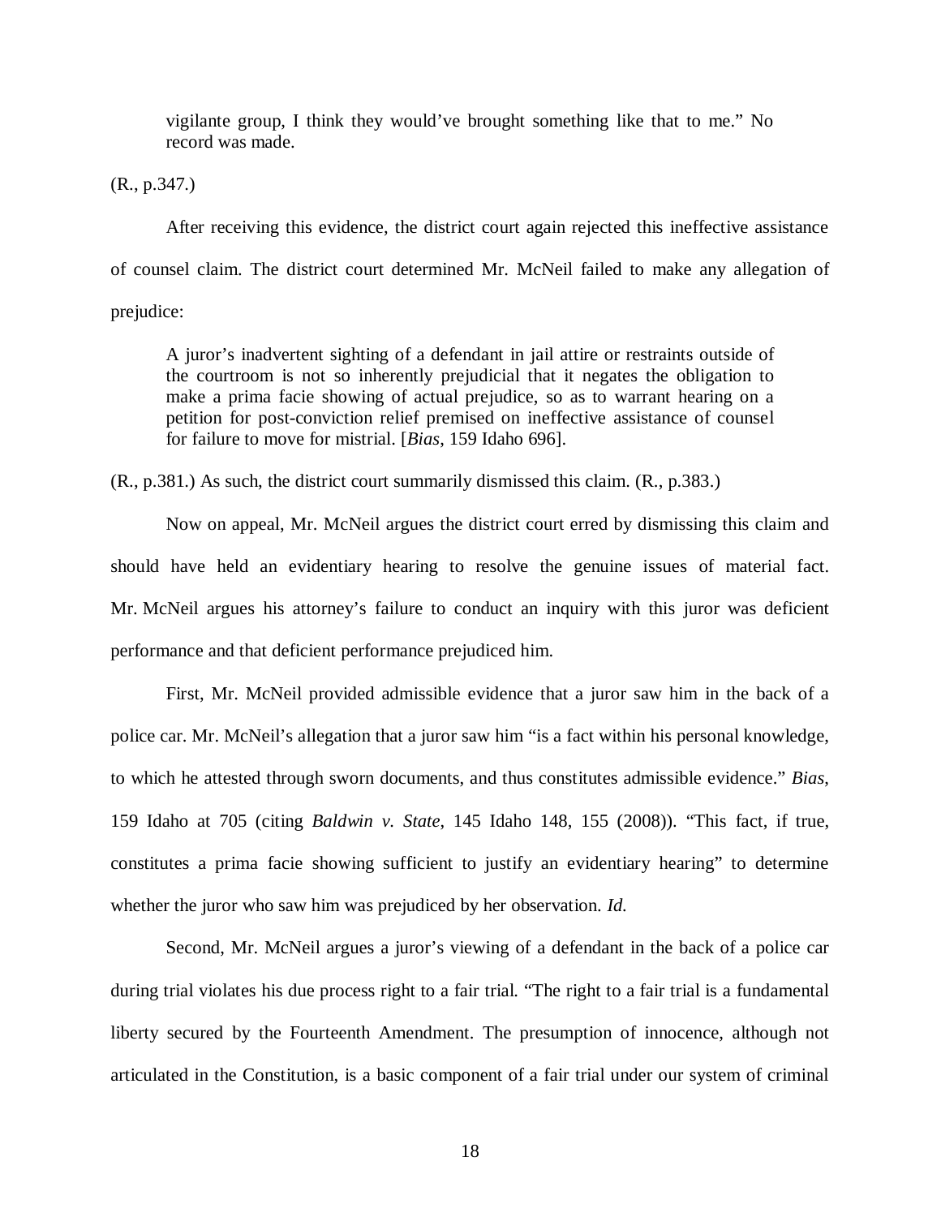> vigilante group, I think they would've brought something like that to me." No record was made.

(R., p.347.)

After receiving this evidence, the district court again rejected this ineffective assistance of counsel claim. The district court determined Mr. McNeil failed to make any allegation of prejudice:

> A juror's inadvertent sighting of a defendant in jail attire or restraints outside of the courtroom is not so inherently prejudicial that it negates the obligation to make a prima facie showing of actual prejudice, so as to warrant hearing on a petition for post-conviction relief premised on ineffective assistance of counsel for failure to move for mistrial. [*Bias*, 159 Idaho 696].

(R., p.381.) As such, the district court summarily dismissed this claim. (R., p.383.)

Now on appeal, Mr. McNeil argues the district court erred by dismissing this claim and should have held an evidentiary hearing to resolve the genuine issues of material fact. Mr. McNeil argues his attorney's failure to conduct an inquiry with this juror was deficient performance and that deficient performance prejudiced him.

First, Mr. McNeil provided admissible evidence that a juror saw him in the back of a police car. Mr. McNeil's allegation that a juror saw him "is a fact within his personal knowledge, to which he attested through sworn documents, and thus constitutes admissible evidence." *Bias*, 159 Idaho at 705 (citing *Baldwin v. State*, 145 Idaho 148, 155 (2008)). "This fact, if true, constitutes a prima facie showing sufficient to justify an evidentiary hearing" to determine whether the juror who saw him was prejudiced by her observation. *Id.*

Second, Mr. McNeil argues a juror's viewing of a defendant in the back of a police car during trial violates his due process right to a fair trial. "The right to a fair trial is a fundamental liberty secured by the Fourteenth Amendment. The presumption of innocence, although not articulated in the Constitution, is a basic component of a fair trial under our system of criminal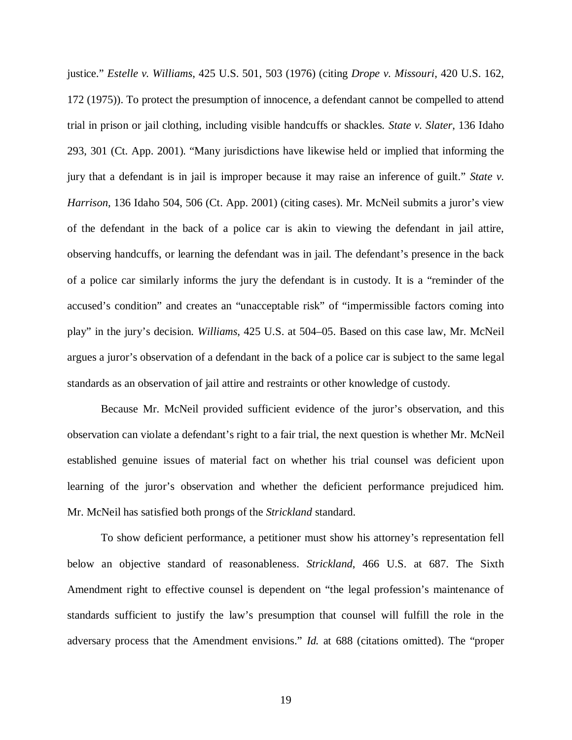justice." *Estelle v. Williams*, 425 U.S. 501, 503 (1976) (citing *Drope v. Missouri*, 420 U.S. 162, 172 (1975)). To protect the presumption of innocence, a defendant cannot be compelled to attend trial in prison or jail clothing, including visible handcuffs or shackles. *State v. Slater*, 136 Idaho 293, 301 (Ct. App. 2001). "Many jurisdictions have likewise held or implied that informing the jury that a defendant is in jail is improper because it may raise an inference of guilt." *State v. Harrison*, 136 Idaho 504, 506 (Ct. App. 2001) (citing cases). Mr. McNeil submits a juror's view of the defendant in the back of a police car is akin to viewing the defendant in jail attire, observing handcuffs, or learning the defendant was in jail. The defendant's presence in the back of a police car similarly informs the jury the defendant is in custody. It is a "reminder of the accused's condition" and creates an "unacceptable risk" of "impermissible factors coming into play" in the jury's decision. *Williams*, 425 U.S. at 504–05. Based on this case law, Mr. McNeil argues a juror's observation of a defendant in the back of a police car is subject to the same legal standards as an observation of jail attire and restraints or other knowledge of custody.

Because Mr. McNeil provided sufficient evidence of the juror's observation, and this observation can violate a defendant's right to a fair trial, the next question is whether Mr. McNeil established genuine issues of material fact on whether his trial counsel was deficient upon learning of the juror's observation and whether the deficient performance prejudiced him. Mr. McNeil has satisfied both prongs of the *Strickland* standard.

To show deficient performance, a petitioner must show his attorney's representation fell below an objective standard of reasonableness. *Strickland*, 466 U.S. at 687. The Sixth Amendment right to effective counsel is dependent on "the legal profession's maintenance of standards sufficient to justify the law's presumption that counsel will fulfill the role in the adversary process that the Amendment envisions." *Id.* at 688 (citations omitted). The "proper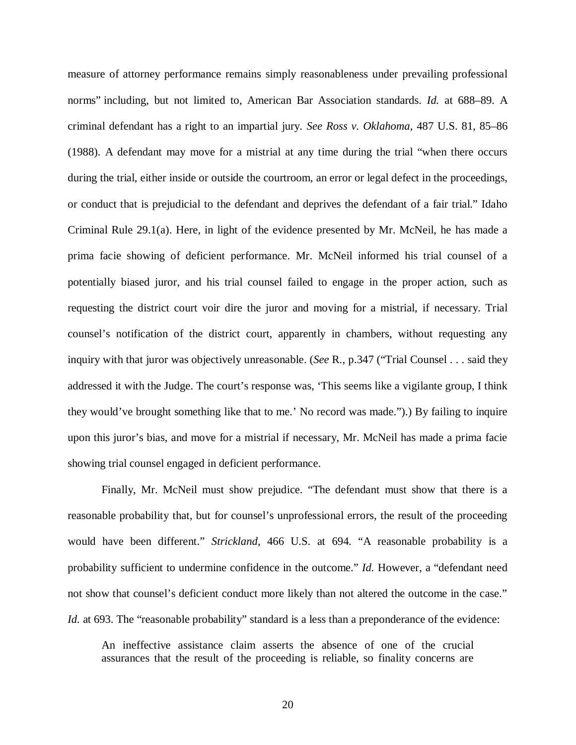measure of attorney performance remains simply reasonableness under prevailing professional norms" including, but not limited to, American Bar Association standards. *Id.* at 688–89. A criminal defendant has a right to an impartial jury. *See Ross v. Oklahoma*, 487 U.S. 81, 85–86 (1988). A defendant may move for a mistrial at any time during the trial "when there occurs during the trial, either inside or outside the courtroom, an error or legal defect in the proceedings, or conduct that is prejudicial to the defendant and deprives the defendant of a fair trial." Idaho Criminal Rule 29.1(a). Here, in light of the evidence presented by Mr. McNeil, he has made a prima facie showing of deficient performance. Mr. McNeil informed his trial counsel of a potentially biased juror, and his trial counsel failed to engage in the proper action, such as requesting the district court voir dire the juror and moving for a mistrial, if necessary. Trial counsel's notification of the district court, apparently in chambers, without requesting any inquiry with that juror was objectively unreasonable. (*See* R., p.347 ("Trial Counsel . . . said they addressed it with the Judge. The court's response was, 'This seems like a vigilante group, I think they would've brought something like that to me.' No record was made.").) By failing to inquire upon this juror's bias, and move for a mistrial if necessary, Mr. McNeil has made a prima facie showing trial counsel engaged in deficient performance.

Finally, Mr. McNeil must show prejudice. "The defendant must show that there is a reasonable probability that, but for counsel's unprofessional errors, the result of the proceeding would have been different." *Strickland*, 466 U.S. at 694. "A reasonable probability is a probability sufficient to undermine confidence in the outcome." *Id.* However, a "defendant need not show that counsel's deficient conduct more likely than not altered the outcome in the case." *Id.* at 693. The "reasonable probability" standard is a less than a preponderance of the evidence:

> An ineffective assistance claim asserts the absence of one of the crucial assurances that the result of the proceeding is reliable, so finality concerns are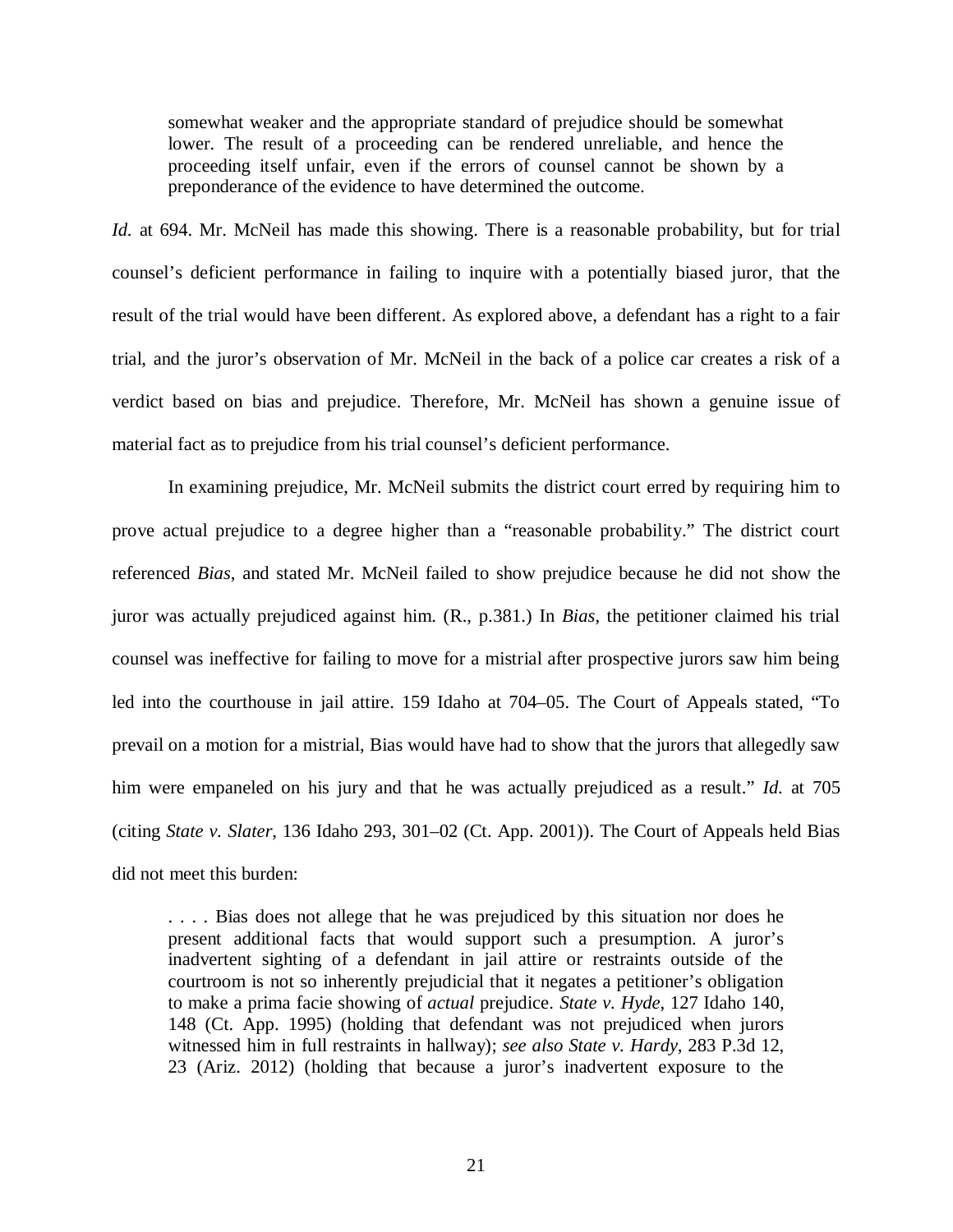> somewhat weaker and the appropriate standard of prejudice should be somewhat lower. The result of a proceeding can be rendered unreliable, and hence the proceeding itself unfair, even if the errors of counsel cannot be shown by a preponderance of the evidence to have determined the outcome.

*Id.* at 694. Mr. McNeil has made this showing. There is a reasonable probability, but for trial counsel's deficient performance in failing to inquire with a potentially biased juror, that the result of the trial would have been different. As explored above, a defendant has a right to a fair trial, and the juror's observation of Mr. McNeil in the back of a police car creates a risk of a verdict based on bias and prejudice. Therefore, Mr. McNeil has shown a genuine issue of material fact as to prejudice from his trial counsel's deficient performance.

In examining prejudice, Mr. McNeil submits the district court erred by requiring him to prove actual prejudice to a degree higher than a "reasonable probability." The district court referenced *Bias*, and stated Mr. McNeil failed to show prejudice because he did not show the juror was actually prejudiced against him. (R., p.381.) In *Bias*, the petitioner claimed his trial counsel was ineffective for failing to move for a mistrial after prospective jurors saw him being led into the courthouse in jail attire. 159 Idaho at 704–05. The Court of Appeals stated, "To prevail on a motion for a mistrial, Bias would have had to show that the jurors that allegedly saw him were empaneled on his jury and that he was actually prejudiced as a result." *Id.* at 705 (citing *State v. Slater*, 136 Idaho 293, 301–02 (Ct. App. 2001)). The Court of Appeals held Bias did not meet this burden:

> . . . . Bias does not allege that he was prejudiced by this situation nor does he present additional facts that would support such a presumption. A juror's inadvertent sighting of a defendant in jail attire or restraints outside of the courtroom is not so inherently prejudicial that it negates a petitioner's obligation to make a prima facie showing of *actual* prejudice. *State v. Hyde*, 127 Idaho 140, 148 (Ct. App. 1995) (holding that defendant was not prejudiced when jurors witnessed him in full restraints in hallway); *see also State v. Hardy*, 283 P.3d 12, 23 (Ariz. 2012) (holding that because a juror's inadvertent exposure to the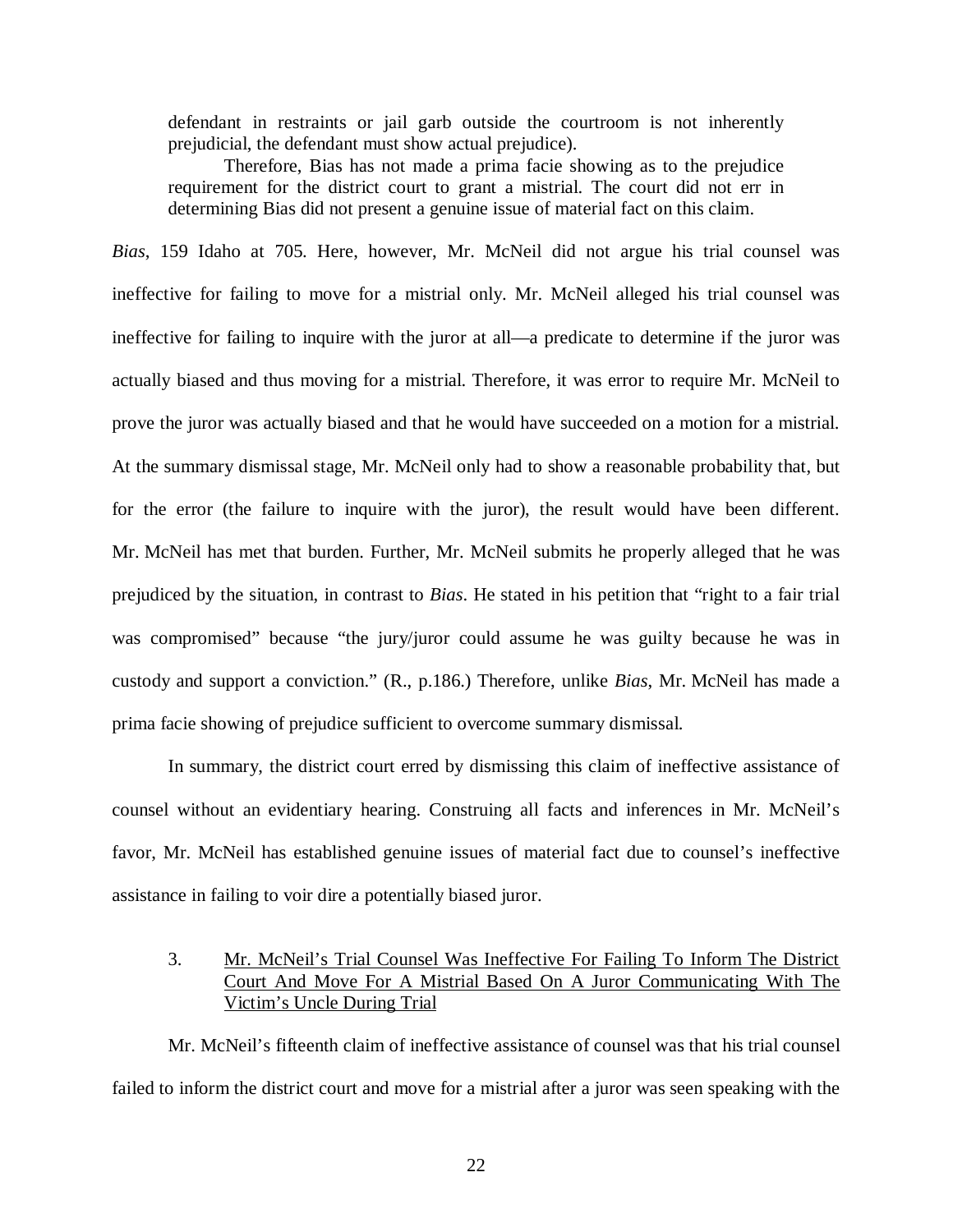> defendant in restraints or jail garb outside the courtroom is not inherently prejudicial, the defendant must show actual prejudice).
>
> Therefore, Bias has not made a prima facie showing as to the prejudice requirement for the district court to grant a mistrial. The court did not err in determining Bias did not present a genuine issue of material fact on this claim.

*Bias*, 159 Idaho at 705. Here, however, Mr. McNeil did not argue his trial counsel was ineffective for failing to move for a mistrial only. Mr. McNeil alleged his trial counsel was ineffective for failing to inquire with the juror at all—a predicate to determine if the juror was actually biased and thus moving for a mistrial. Therefore, it was error to require Mr. McNeil to prove the juror was actually biased and that he would have succeeded on a motion for a mistrial. At the summary dismissal stage, Mr. McNeil only had to show a reasonable probability that, but for the error (the failure to inquire with the juror), the result would have been different. Mr. McNeil has met that burden. Further, Mr. McNeil submits he properly alleged that he was prejudiced by the situation, in contrast to *Bias*. He stated in his petition that "right to a fair trial was compromised" because "the jury/juror could assume he was guilty because he was in custody and support a conviction." (R., p.186.) Therefore, unlike *Bias*, Mr. McNeil has made a prima facie showing of prejudice sufficient to overcome summary dismissal.

In summary, the district court erred by dismissing this claim of ineffective assistance of counsel without an evidentiary hearing. Construing all facts and inferences in Mr. McNeil's favor, Mr. McNeil has established genuine issues of material fact due to counsel's ineffective assistance in failing to voir dire a potentially biased juror.

3. Mr. McNeil's Trial Counsel Was Ineffective For Failing To Inform The District Court And Move For A Mistrial Based On A Juror Communicating With The Victim's Uncle During Trial

Mr. McNeil's fifteenth claim of ineffective assistance of counsel was that his trial counsel failed to inform the district court and move for a mistrial after a juror was seen speaking with the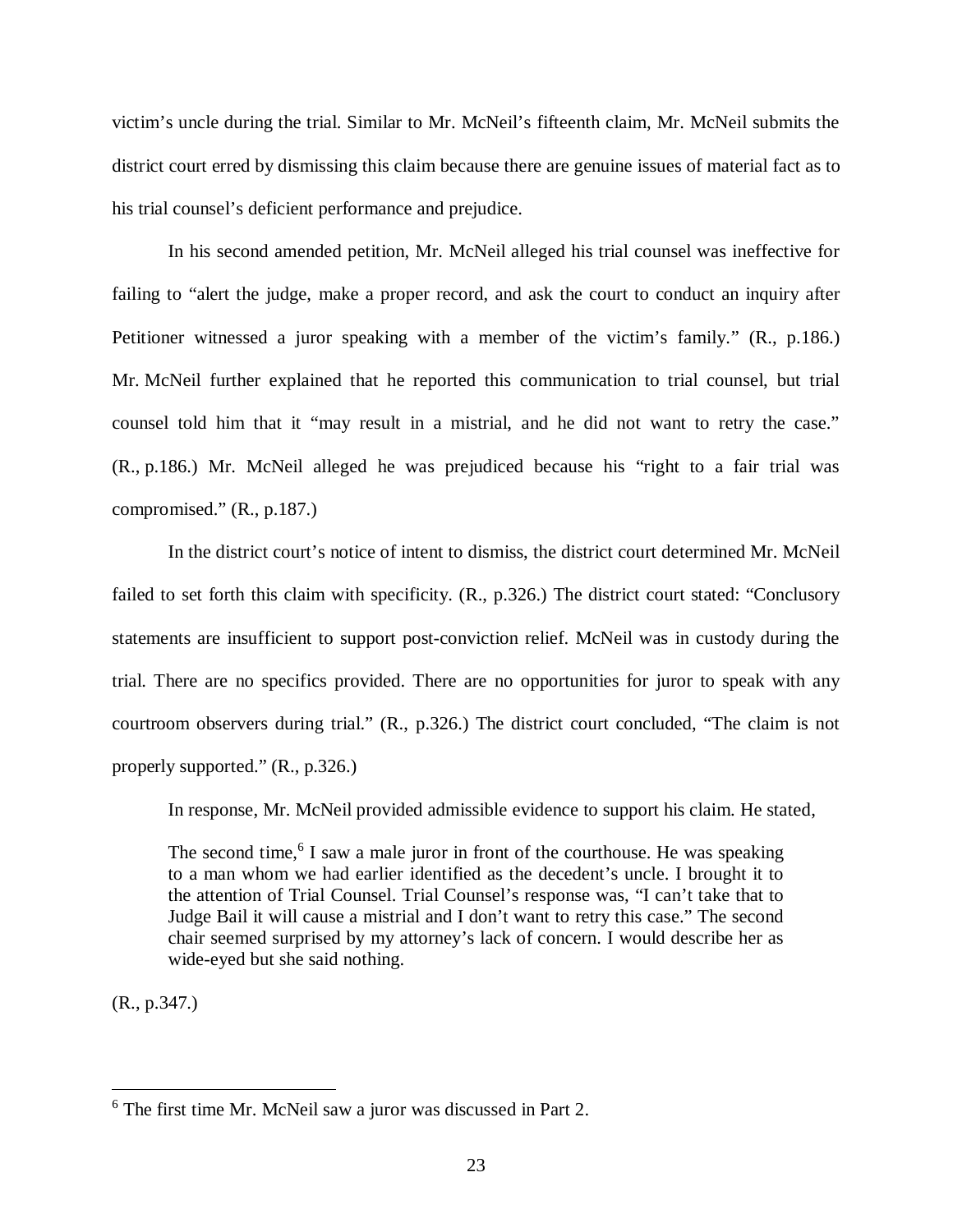victim's uncle during the trial. Similar to Mr. McNeil's fifteenth claim, Mr. McNeil submits the district court erred by dismissing this claim because there are genuine issues of material fact as to his trial counsel's deficient performance and prejudice.

In his second amended petition, Mr. McNeil alleged his trial counsel was ineffective for failing to "alert the judge, make a proper record, and ask the court to conduct an inquiry after Petitioner witnessed a juror speaking with a member of the victim's family." (R., p.186.) Mr. McNeil further explained that he reported this communication to trial counsel, but trial counsel told him that it "may result in a mistrial, and he did not want to retry the case." (R., p.186.) Mr. McNeil alleged he was prejudiced because his "right to a fair trial was compromised." (R., p.187.)

In the district court's notice of intent to dismiss, the district court determined Mr. McNeil failed to set forth this claim with specificity. (R., p.326.) The district court stated: "Conclusory statements are insufficient to support post-conviction relief. McNeil was in custody during the trial. There are no specifics provided. There are no opportunities for juror to speak with any courtroom observers during trial." (R., p.326.) The district court concluded, "The claim is not properly supported." (R., p.326.)

In response, Mr. McNeil provided admissible evidence to support his claim. He stated,

> The second time,[6] I saw a male juror in front of the courthouse. He was speaking to a man whom we had earlier identified as the decedent's uncle. I brought it to the attention of Trial Counsel. Trial Counsel's response was, "I can't take that to Judge Bail it will cause a mistrial and I don't want to retry this case." The second chair seemed surprised by my attorney's lack of concern. I would describe her as wide-eyed but she said nothing.

(R., p.347.)

---

[6] The first time Mr. McNeil saw a juror was discussed in Part 2.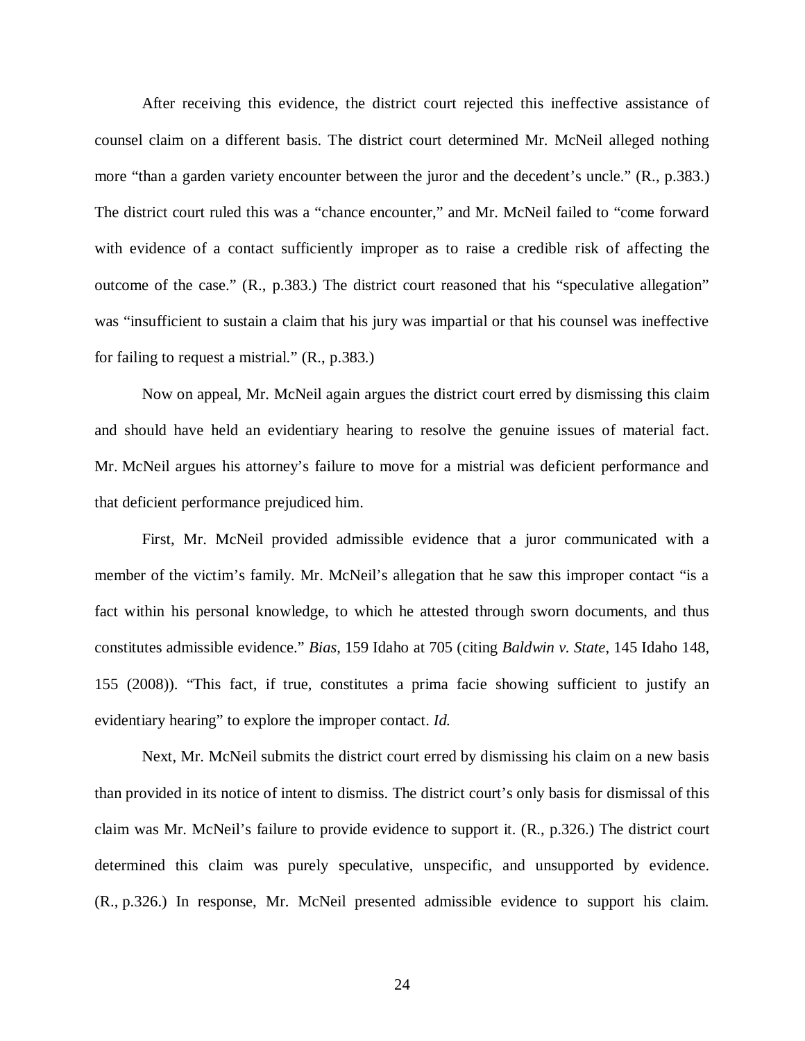After receiving this evidence, the district court rejected this ineffective assistance of counsel claim on a different basis. The district court determined Mr. McNeil alleged nothing more "than a garden variety encounter between the juror and the decedent's uncle." (R., p.383.) The district court ruled this was a "chance encounter," and Mr. McNeil failed to "come forward with evidence of a contact sufficiently improper as to raise a credible risk of affecting the outcome of the case." (R., p.383.) The district court reasoned that his "speculative allegation" was "insufficient to sustain a claim that his jury was impartial or that his counsel was ineffective for failing to request a mistrial." (R., p.383.)

Now on appeal, Mr. McNeil again argues the district court erred by dismissing this claim and should have held an evidentiary hearing to resolve the genuine issues of material fact. Mr. McNeil argues his attorney's failure to move for a mistrial was deficient performance and that deficient performance prejudiced him.

First, Mr. McNeil provided admissible evidence that a juror communicated with a member of the victim's family. Mr. McNeil's allegation that he saw this improper contact "is a fact within his personal knowledge, to which he attested through sworn documents, and thus constitutes admissible evidence." *Bias*, 159 Idaho at 705 (citing *Baldwin v. State*, 145 Idaho 148, 155 (2008)). "This fact, if true, constitutes a prima facie showing sufficient to justify an evidentiary hearing" to explore the improper contact. *Id.*

Next, Mr. McNeil submits the district court erred by dismissing his claim on a new basis than provided in its notice of intent to dismiss. The district court's only basis for dismissal of this claim was Mr. McNeil's failure to provide evidence to support it. (R., p.326.) The district court determined this claim was purely speculative, unspecific, and unsupported by evidence. (R., p.326.) In response, Mr. McNeil presented admissible evidence to support his claim.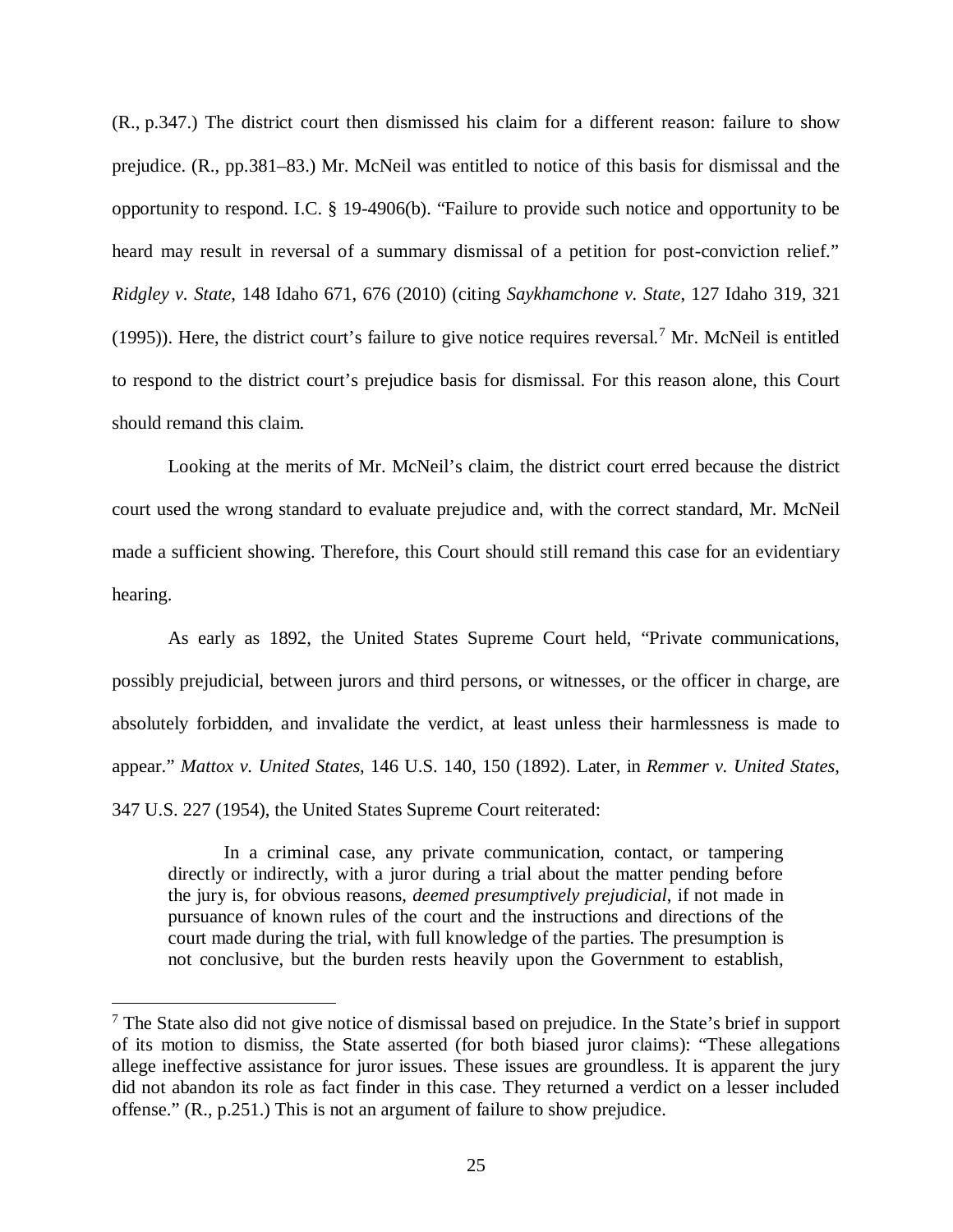(R., p.347.) The district court then dismissed his claim for a different reason: failure to show prejudice. (R., pp.381–83.) Mr. McNeil was entitled to notice of this basis for dismissal and the opportunity to respond. I.C. § 19-4906(b). "Failure to provide such notice and opportunity to be heard may result in reversal of a summary dismissal of a petition for post-conviction relief." *Ridgley v. State*, 148 Idaho 671, 676 (2010) (citing *Saykhamchone v. State*, 127 Idaho 319, 321 (1995)). Here, the district court's failure to give notice requires reversal.[7] Mr. McNeil is entitled to respond to the district court's prejudice basis for dismissal. For this reason alone, this Court should remand this claim.

Looking at the merits of Mr. McNeil's claim, the district court erred because the district court used the wrong standard to evaluate prejudice and, with the correct standard, Mr. McNeil made a sufficient showing. Therefore, this Court should still remand this case for an evidentiary hearing.

As early as 1892, the United States Supreme Court held, "Private communications, possibly prejudicial, between jurors and third persons, or witnesses, or the officer in charge, are absolutely forbidden, and invalidate the verdict, at least unless their harmlessness is made to appear." *Mattox v. United States*, 146 U.S. 140, 150 (1892). Later, in *Remmer v. United States*, 347 U.S. 227 (1954), the United States Supreme Court reiterated:

> In a criminal case, any private communication, contact, or tampering directly or indirectly, with a juror during a trial about the matter pending before the jury is, for obvious reasons, *deemed presumptively prejudicial*, if not made in pursuance of known rules of the court and the instructions and directions of the court made during the trial, with full knowledge of the parties. The presumption is not conclusive, but the burden rests heavily upon the Government to establish,

[7] The State also did not give notice of dismissal based on prejudice. In the State's brief in support of its motion to dismiss, the State asserted (for both biased juror claims): "These allegations allege ineffective assistance for juror issues. These issues are groundless. It is apparent the jury did not abandon its role as fact finder in this case. They returned a verdict on a lesser included offense." (R., p.251.) This is not an argument of failure to show prejudice.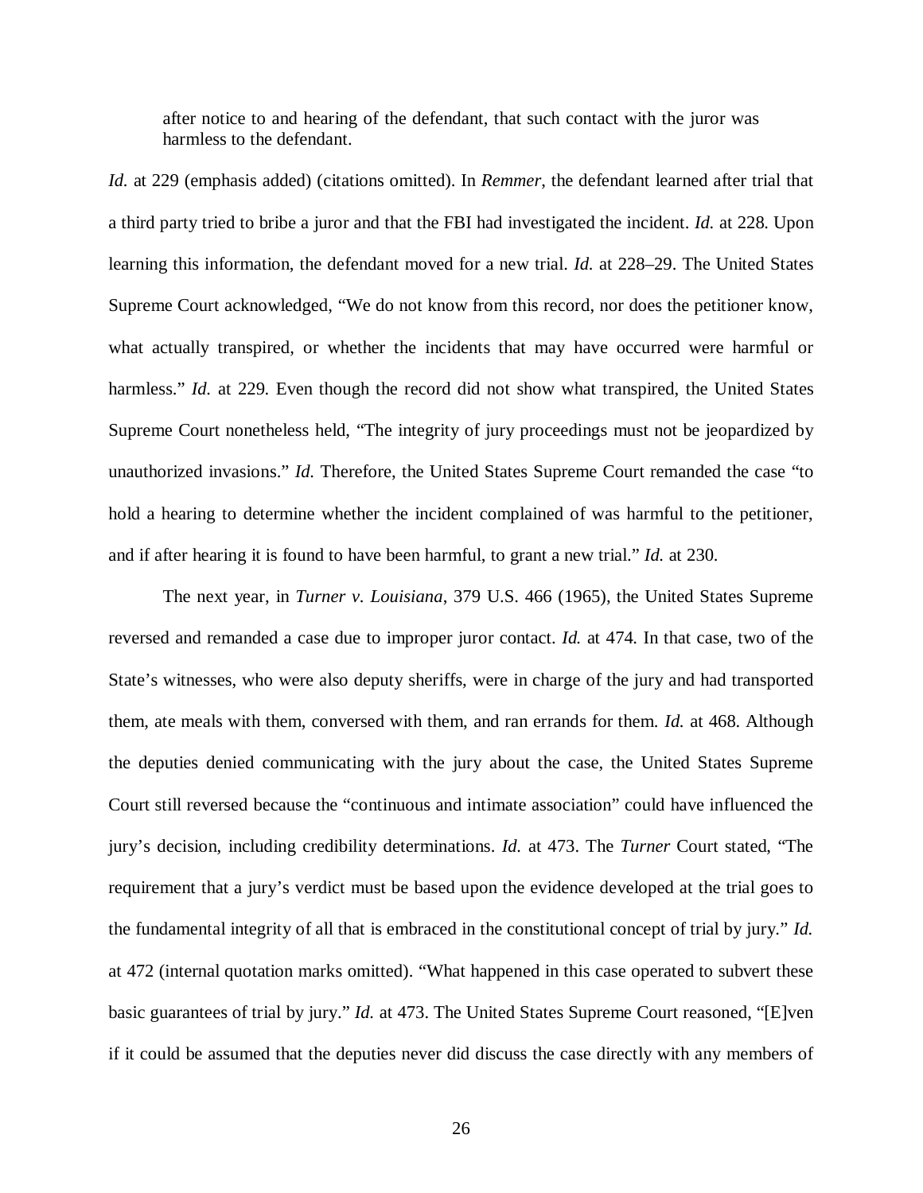> after notice to and hearing of the defendant, that such contact with the juror was harmless to the defendant.

*Id.* at 229 (emphasis added) (citations omitted). In *Remmer*, the defendant learned after trial that a third party tried to bribe a juror and that the FBI had investigated the incident. *Id.* at 228. Upon learning this information, the defendant moved for a new trial. *Id.* at 228–29. The United States Supreme Court acknowledged, "We do not know from this record, nor does the petitioner know, what actually transpired, or whether the incidents that may have occurred were harmful or harmless." *Id.* at 229. Even though the record did not show what transpired, the United States Supreme Court nonetheless held, "The integrity of jury proceedings must not be jeopardized by unauthorized invasions." *Id.* Therefore, the United States Supreme Court remanded the case "to hold a hearing to determine whether the incident complained of was harmful to the petitioner, and if after hearing it is found to have been harmful, to grant a new trial." *Id.* at 230.

The next year, in *Turner v. Louisiana*, 379 U.S. 466 (1965), the United States Supreme reversed and remanded a case due to improper juror contact. *Id.* at 474. In that case, two of the State's witnesses, who were also deputy sheriffs, were in charge of the jury and had transported them, ate meals with them, conversed with them, and ran errands for them. *Id.* at 468. Although the deputies denied communicating with the jury about the case, the United States Supreme Court still reversed because the "continuous and intimate association" could have influenced the jury's decision, including credibility determinations. *Id.* at 473. The *Turner* Court stated, "The requirement that a jury's verdict must be based upon the evidence developed at the trial goes to the fundamental integrity of all that is embraced in the constitutional concept of trial by jury." *Id.* at 472 (internal quotation marks omitted). "What happened in this case operated to subvert these basic guarantees of trial by jury." *Id.* at 473. The United States Supreme Court reasoned, "[E]ven if it could be assumed that the deputies never did discuss the case directly with any members of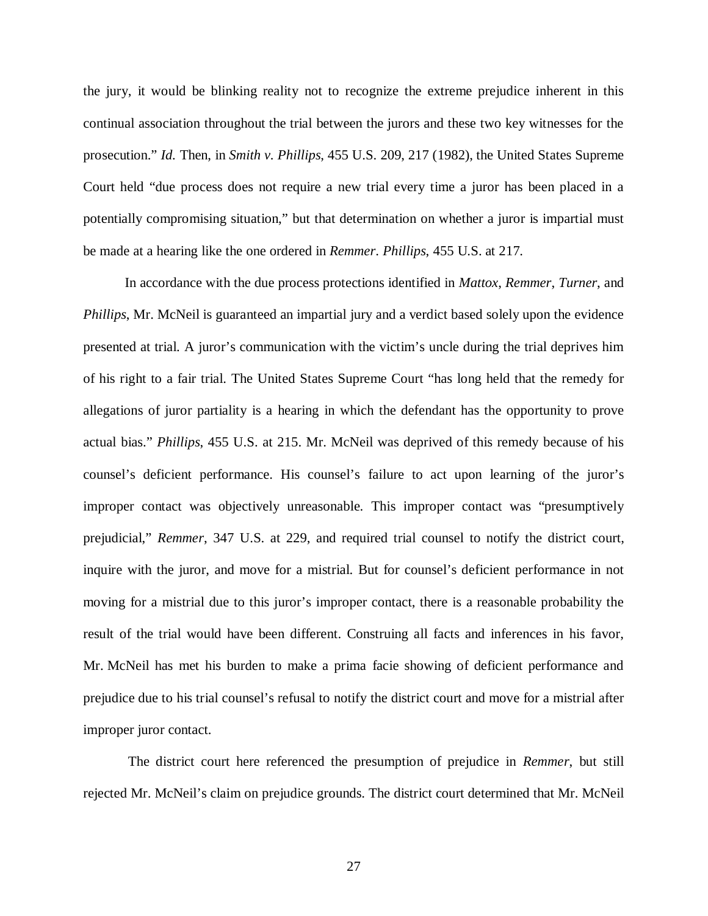the jury, it would be blinking reality not to recognize the extreme prejudice inherent in this continual association throughout the trial between the jurors and these two key witnesses for the prosecution." *Id.* Then, in *Smith v. Phillips*, 455 U.S. 209, 217 (1982), the United States Supreme Court held "due process does not require a new trial every time a juror has been placed in a potentially compromising situation," but that determination on whether a juror is impartial must be made at a hearing like the one ordered in *Remmer*. *Phillips*, 455 U.S. at 217.

In accordance with the due process protections identified in *Mattox*, *Remmer*, *Turner*, and *Phillips*, Mr. McNeil is guaranteed an impartial jury and a verdict based solely upon the evidence presented at trial. A juror's communication with the victim's uncle during the trial deprives him of his right to a fair trial. The United States Supreme Court "has long held that the remedy for allegations of juror partiality is a hearing in which the defendant has the opportunity to prove actual bias." *Phillips*, 455 U.S. at 215. Mr. McNeil was deprived of this remedy because of his counsel's deficient performance. His counsel's failure to act upon learning of the juror's improper contact was objectively unreasonable. This improper contact was "presumptively prejudicial," *Remmer*, 347 U.S. at 229, and required trial counsel to notify the district court, inquire with the juror, and move for a mistrial. But for counsel's deficient performance in not moving for a mistrial due to this juror's improper contact, there is a reasonable probability the result of the trial would have been different. Construing all facts and inferences in his favor, Mr. McNeil has met his burden to make a prima facie showing of deficient performance and prejudice due to his trial counsel's refusal to notify the district court and move for a mistrial after improper juror contact.

The district court here referenced the presumption of prejudice in *Remmer*, but still rejected Mr. McNeil's claim on prejudice grounds. The district court determined that Mr. McNeil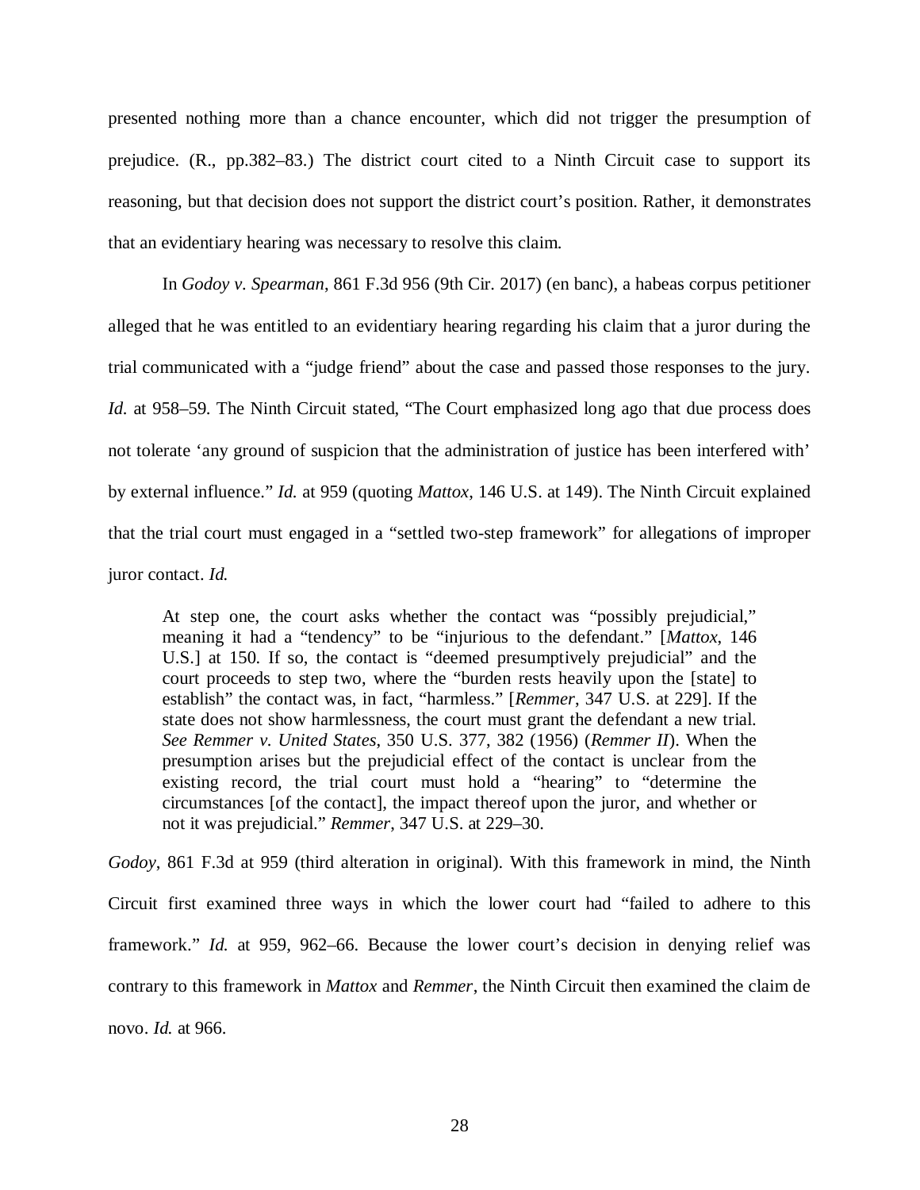presented nothing more than a chance encounter, which did not trigger the presumption of prejudice. (R., pp.382–83.) The district court cited to a Ninth Circuit case to support its reasoning, but that decision does not support the district court's position. Rather, it demonstrates that an evidentiary hearing was necessary to resolve this claim.

In *Godoy v. Spearman*, 861 F.3d 956 (9th Cir. 2017) (en banc), a habeas corpus petitioner alleged that he was entitled to an evidentiary hearing regarding his claim that a juror during the trial communicated with a "judge friend" about the case and passed those responses to the jury. *Id.* at 958–59. The Ninth Circuit stated, "The Court emphasized long ago that due process does not tolerate 'any ground of suspicion that the administration of justice has been interfered with' by external influence." *Id.* at 959 (quoting *Mattox*, 146 U.S. at 149). The Ninth Circuit explained that the trial court must engaged in a "settled two-step framework" for allegations of improper juror contact. *Id.*

> At step one, the court asks whether the contact was "possibly prejudicial," meaning it had a "tendency" to be "injurious to the defendant." [*Mattox*, 146 U.S.] at 150. If so, the contact is "deemed presumptively prejudicial" and the court proceeds to step two, where the "burden rests heavily upon the [state] to establish" the contact was, in fact, "harmless." [*Remmer*, 347 U.S. at 229]. If the state does not show harmlessness, the court must grant the defendant a new trial. *See Remmer v. United States*, 350 U.S. 377, 382 (1956) (*Remmer II*). When the presumption arises but the prejudicial effect of the contact is unclear from the existing record, the trial court must hold a "hearing" to "determine the circumstances [of the contact], the impact thereof upon the juror, and whether or not it was prejudicial." *Remmer*, 347 U.S. at 229–30.

*Godoy*, 861 F.3d at 959 (third alteration in original). With this framework in mind, the Ninth Circuit first examined three ways in which the lower court had "failed to adhere to this framework." *Id.* at 959, 962–66. Because the lower court's decision in denying relief was contrary to this framework in *Mattox* and *Remmer*, the Ninth Circuit then examined the claim de novo. *Id.* at 966.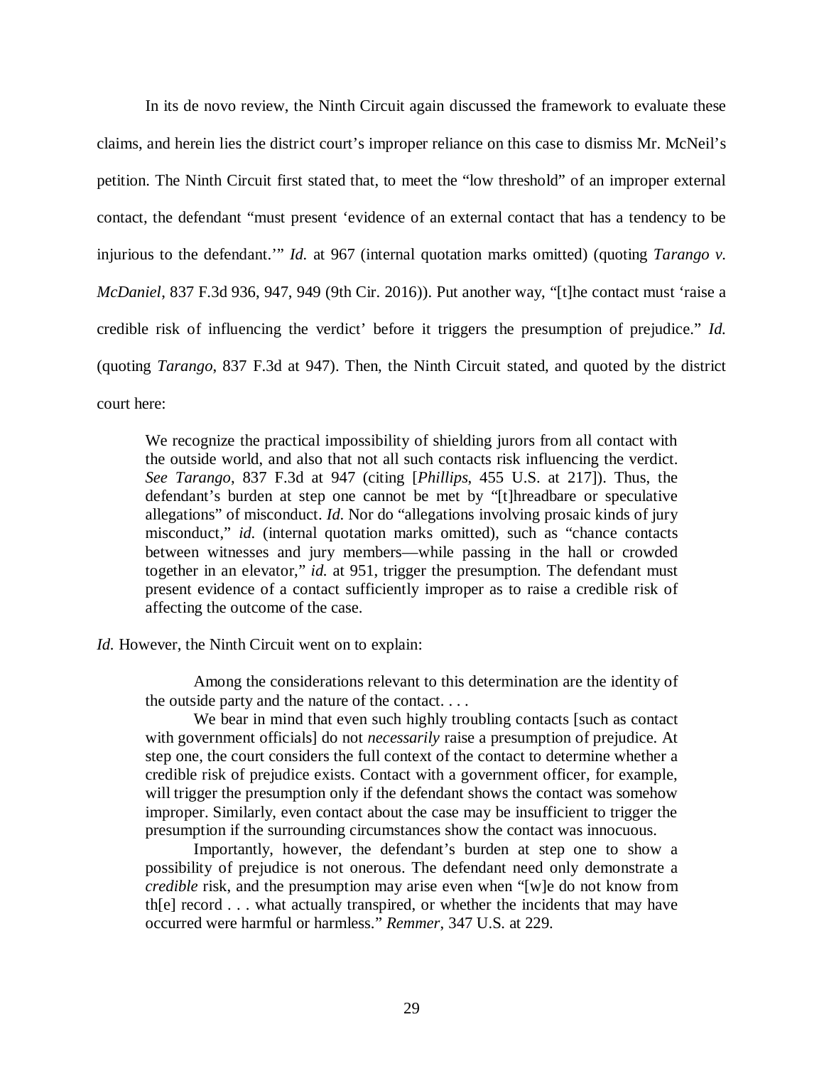In its de novo review, the Ninth Circuit again discussed the framework to evaluate these claims, and herein lies the district court's improper reliance on this case to dismiss Mr. McNeil's petition. The Ninth Circuit first stated that, to meet the "low threshold" of an improper external contact, the defendant "must present 'evidence of an external contact that has a tendency to be injurious to the defendant.'" *Id.* at 967 (internal quotation marks omitted) (quoting *Tarango v. McDaniel*, 837 F.3d 936, 947, 949 (9th Cir. 2016)). Put another way, "[t]he contact must 'raise a credible risk of influencing the verdict' before it triggers the presumption of prejudice." *Id.* (quoting *Tarango*, 837 F.3d at 947). Then, the Ninth Circuit stated, and quoted by the district court here:

> We recognize the practical impossibility of shielding jurors from all contact with the outside world, and also that not all such contacts risk influencing the verdict. *See Tarango*, 837 F.3d at 947 (citing [*Phillips*, 455 U.S. at 217]). Thus, the defendant's burden at step one cannot be met by "[t]hreadbare or speculative allegations" of misconduct. *Id.* Nor do "allegations involving prosaic kinds of jury misconduct," *id.* (internal quotation marks omitted), such as "chance contacts between witnesses and jury members—while passing in the hall or crowded together in an elevator," *id.* at 951, trigger the presumption. The defendant must present evidence of a contact sufficiently improper as to raise a credible risk of affecting the outcome of the case.

*Id.* However, the Ninth Circuit went on to explain:

> Among the considerations relevant to this determination are the identity of the outside party and the nature of the contact. . . .
>
> We bear in mind that even such highly troubling contacts [such as contact with government officials] do not *necessarily* raise a presumption of prejudice. At step one, the court considers the full context of the contact to determine whether a credible risk of prejudice exists. Contact with a government officer, for example, will trigger the presumption only if the defendant shows the contact was somehow improper. Similarly, even contact about the case may be insufficient to trigger the presumption if the surrounding circumstances show the contact was innocuous.
>
> Importantly, however, the defendant's burden at step one to show a possibility of prejudice is not onerous. The defendant need only demonstrate a *credible* risk, and the presumption may arise even when "[w]e do not know from th[e] record . . . what actually transpired, or whether the incidents that may have occurred were harmful or harmless." *Remmer*, 347 U.S. at 229.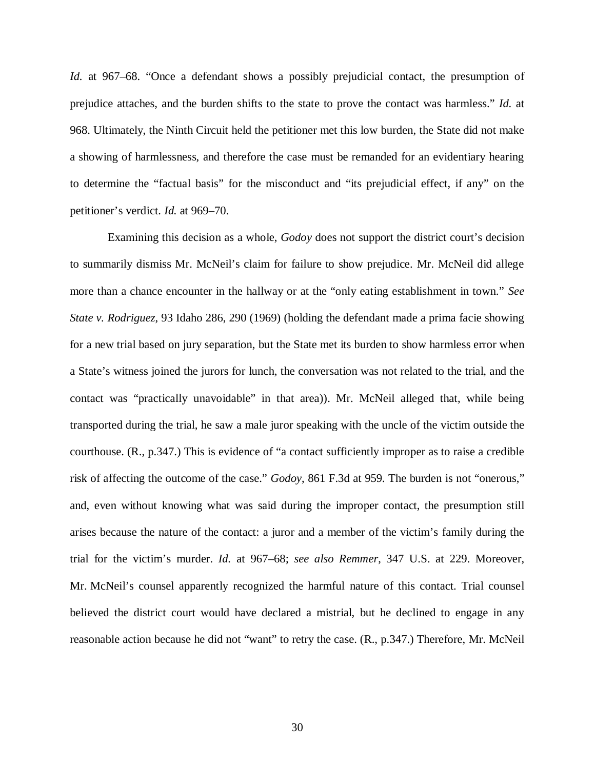*Id.* at 967–68. "Once a defendant shows a possibly prejudicial contact, the presumption of prejudice attaches, and the burden shifts to the state to prove the contact was harmless." *Id.* at 968. Ultimately, the Ninth Circuit held the petitioner met this low burden, the State did not make a showing of harmlessness, and therefore the case must be remanded for an evidentiary hearing to determine the "factual basis" for the misconduct and "its prejudicial effect, if any" on the petitioner's verdict. *Id.* at 969–70.

Examining this decision as a whole, *Godoy* does not support the district court's decision to summarily dismiss Mr. McNeil's claim for failure to show prejudice. Mr. McNeil did allege more than a chance encounter in the hallway or at the "only eating establishment in town." *See State v. Rodriguez*, 93 Idaho 286, 290 (1969) (holding the defendant made a prima facie showing for a new trial based on jury separation, but the State met its burden to show harmless error when a State's witness joined the jurors for lunch, the conversation was not related to the trial, and the contact was "practically unavoidable" in that area)). Mr. McNeil alleged that, while being transported during the trial, he saw a male juror speaking with the uncle of the victim outside the courthouse. (R., p.347.) This is evidence of "a contact sufficiently improper as to raise a credible risk of affecting the outcome of the case." *Godoy*, 861 F.3d at 959. The burden is not "onerous," and, even without knowing what was said during the improper contact, the presumption still arises because the nature of the contact: a juror and a member of the victim's family during the trial for the victim's murder. *Id.* at 967–68; *see also Remmer*, 347 U.S. at 229. Moreover, Mr. McNeil's counsel apparently recognized the harmful nature of this contact. Trial counsel believed the district court would have declared a mistrial, but he declined to engage in any reasonable action because he did not "want" to retry the case. (R., p.347.) Therefore, Mr. McNeil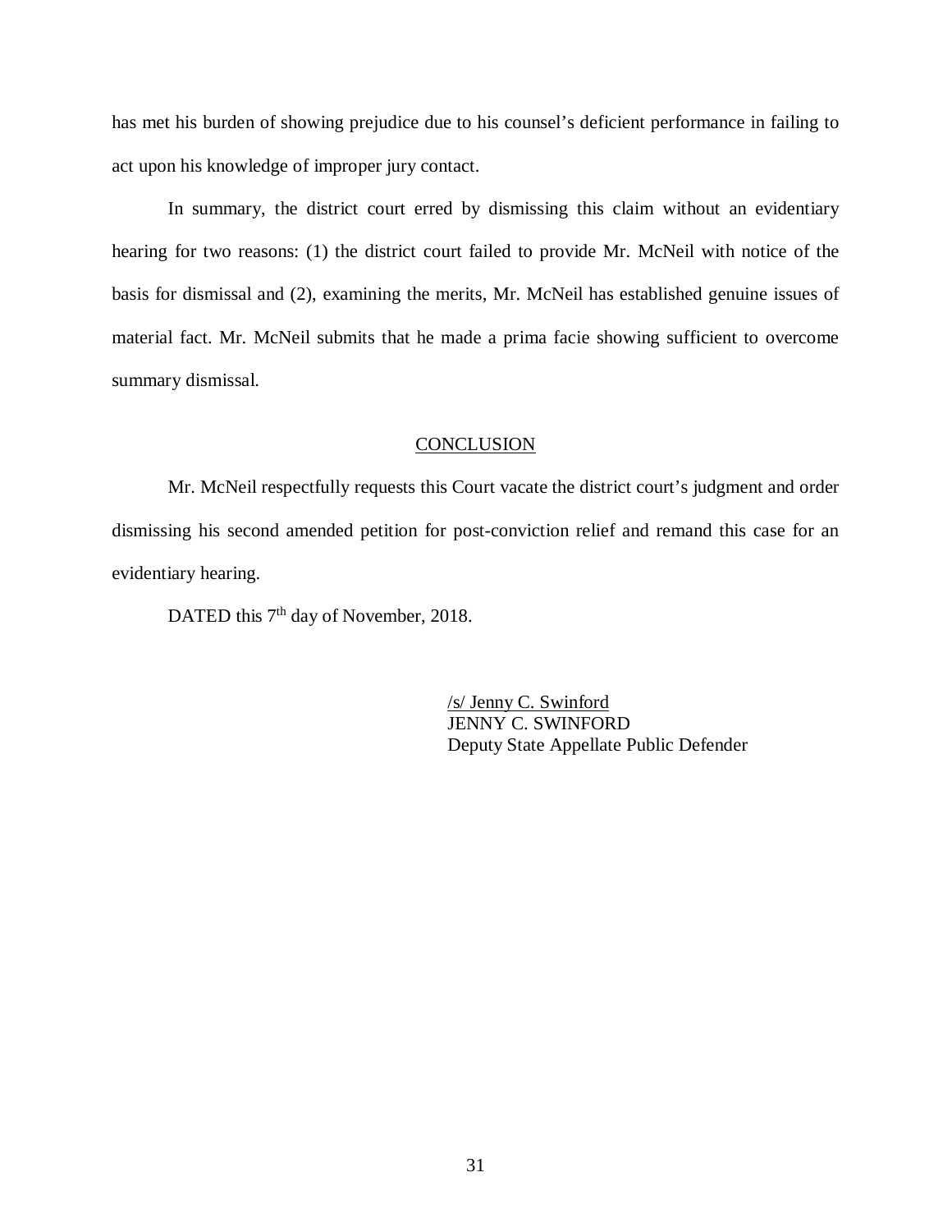has met his burden of showing prejudice due to his counsel's deficient performance in failing to act upon his knowledge of improper jury contact.

In summary, the district court erred by dismissing this claim without an evidentiary hearing for two reasons: (1) the district court failed to provide Mr. McNeil with notice of the basis for dismissal and (2), examining the merits, Mr. McNeil has established genuine issues of material fact. Mr. McNeil submits that he made a prima facie showing sufficient to overcome summary dismissal.

## CONCLUSION

Mr. McNeil respectfully requests this Court vacate the district court's judgment and order dismissing his second amended petition for post-conviction relief and remand this case for an evidentiary hearing.

DATED this 7th day of November, 2018.

/s/ Jenny C. Swinford
JENNY C. SWINFORD
Deputy State Appellate Public Defender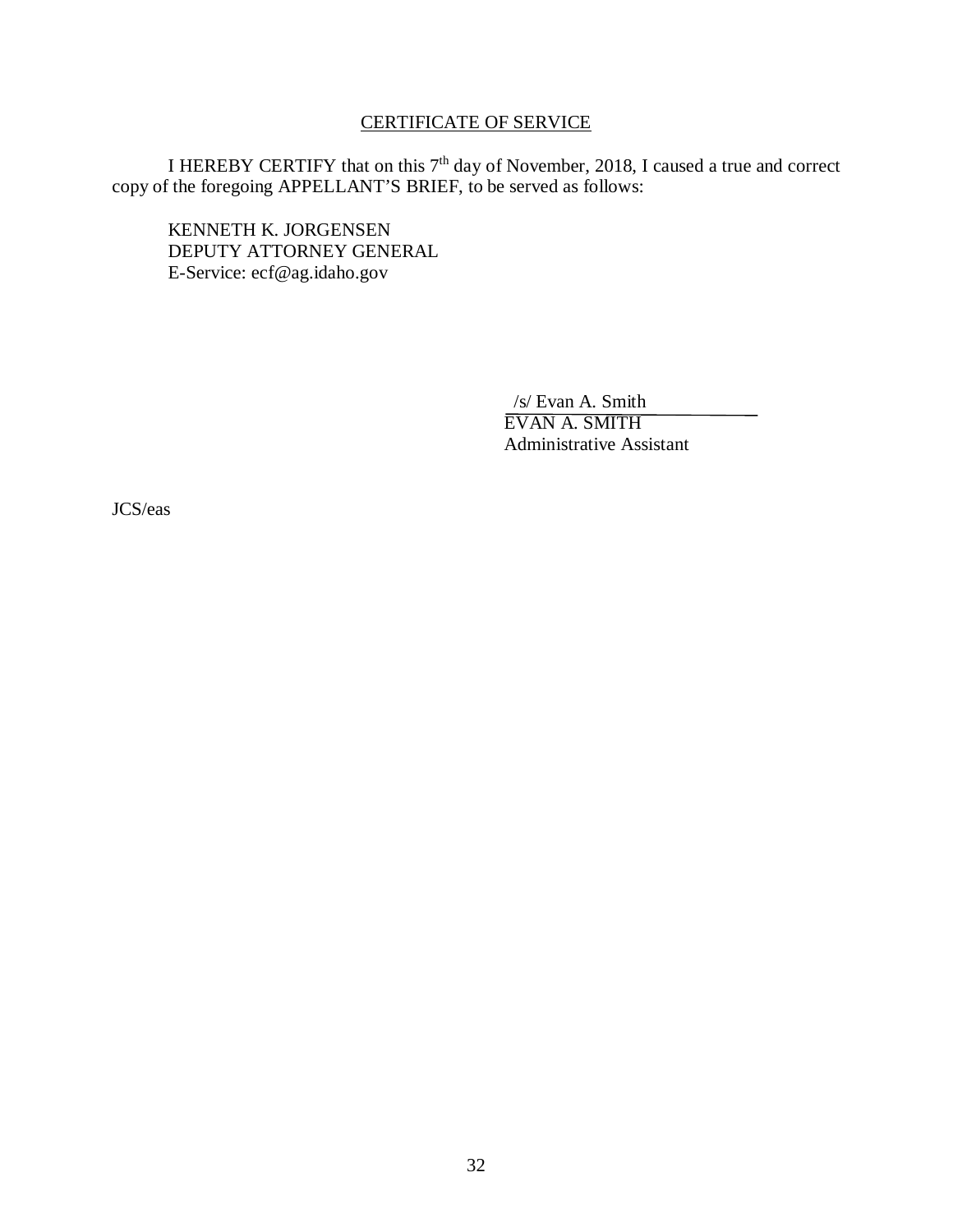## CERTIFICATE OF SERVICE

I HEREBY CERTIFY that on this 7th day of November, 2018, I caused a true and correct copy of the foregoing APPELLANT'S BRIEF, to be served as follows:

KENNETH K. JORGENSEN
DEPUTY ATTORNEY GENERAL
E-Service: ecf@ag.idaho.gov

/s/ Evan A. Smith
EVAN A. SMITH
Administrative Assistant

JCS/eas